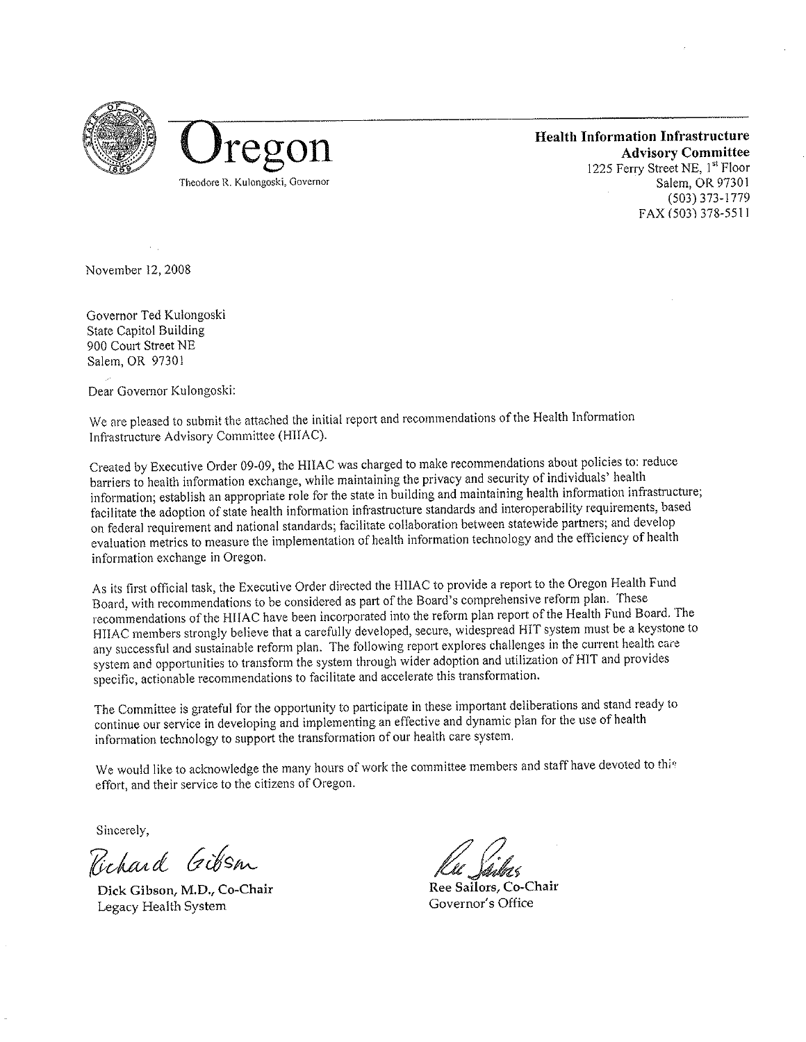# Oregon

Theodore R. Kulongoski, Governor

**Health Information Infrastructure Advisory Committee**
1225 Ferry Street NE, 1st Floor
Salem, OR 97301
(503) 373-1779
FAX (503) 378-5511

November 12, 2008

Governor Ted Kulongoski
State Capitol Building
900 Court Street NE
Salem, OR 97301

Dear Governor Kulongoski:

We are pleased to submit the attached the initial report and recommendations of the Health Information Infrastructure Advisory Committee (HIIAC).

Created by Executive Order 09-09, the HIIAC was charged to make recommendations about policies to: reduce barriers to health information exchange, while maintaining the privacy and security of individuals' health information; establish an appropriate role for the state in building and maintaining health information infrastructure; facilitate the adoption of state health information infrastructure standards and interoperability requirements, based on federal requirement and national standards; facilitate collaboration between statewide partners; and develop evaluation metrics to measure the implementation of health information technology and the efficiency of health information exchange in Oregon.

As its first official task, the Executive Order directed the HIIAC to provide a report to the Oregon Health Fund Board, with recommendations to be considered as part of the Board's comprehensive reform plan. These recommendations of the HIIAC have been incorporated into the reform plan report of the Health Fund Board. The HIIAC members strongly believe that a carefully developed, secure, widespread HIT system must be a keystone to any successful and sustainable reform plan. The following report explores challenges in the current health care system and opportunities to transform the system through wider adoption and utilization of HIT and provides specific, actionable recommendations to facilitate and accelerate this transformation.

The Committee is grateful for the opportunity to participate in these important deliberations and stand ready to continue our service in developing and implementing an effective and dynamic plan for the use of health information technology to support the transformation of our health care system.

We would like to acknowledge the many hours of work the committee members and staff have devoted to this effort, and their service to the citizens of Oregon.

Sincerely,

Richard Gibson

**Dick Gibson, M.D., Co-Chair**
Legacy Health System

Ree Sailors

Ree Sailors, Co-Chair
Governor's Office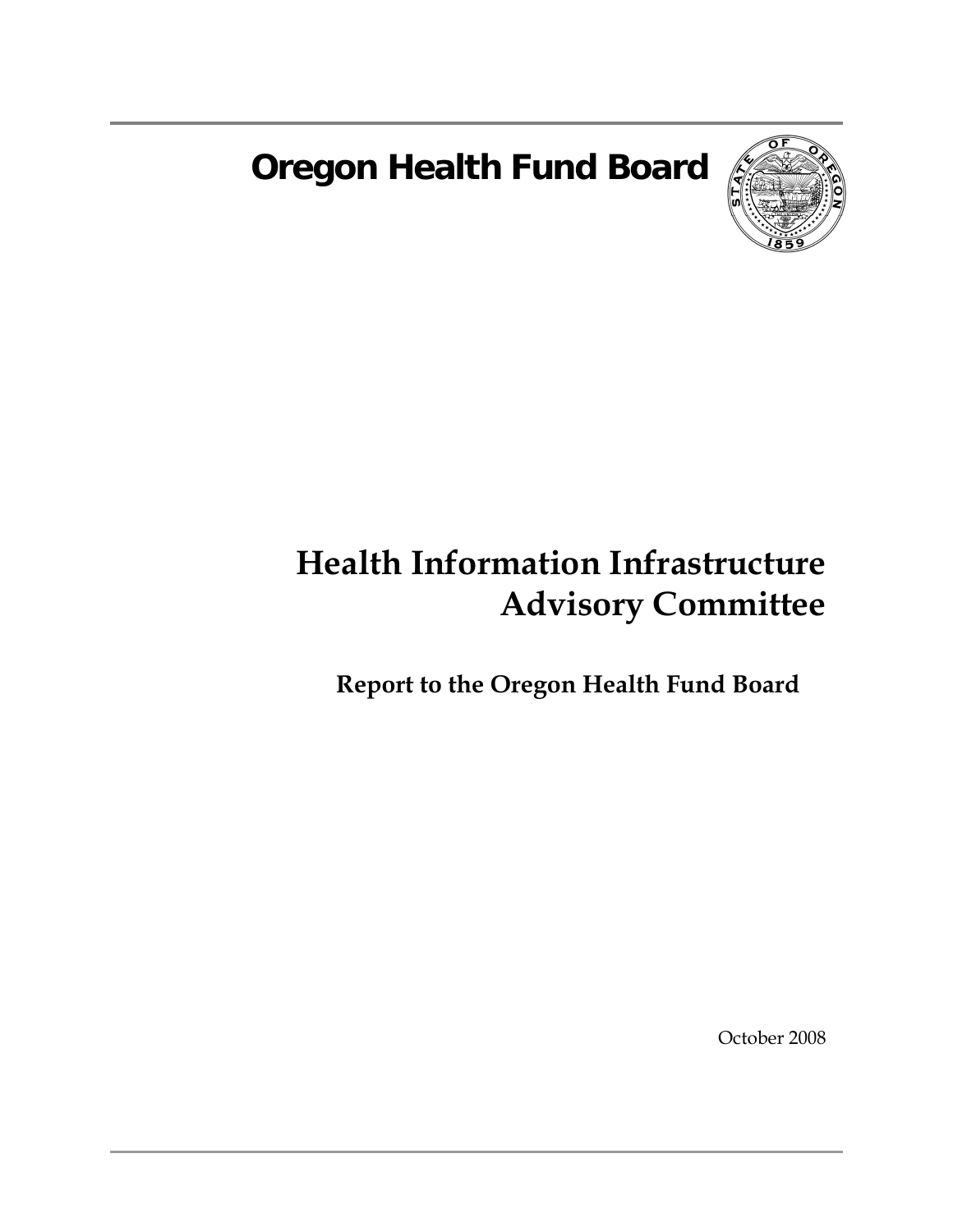# Oregon Health Fund Board

# Health Information Infrastructure Advisory Committee

## Report to the Oregon Health Fund Board

October 2008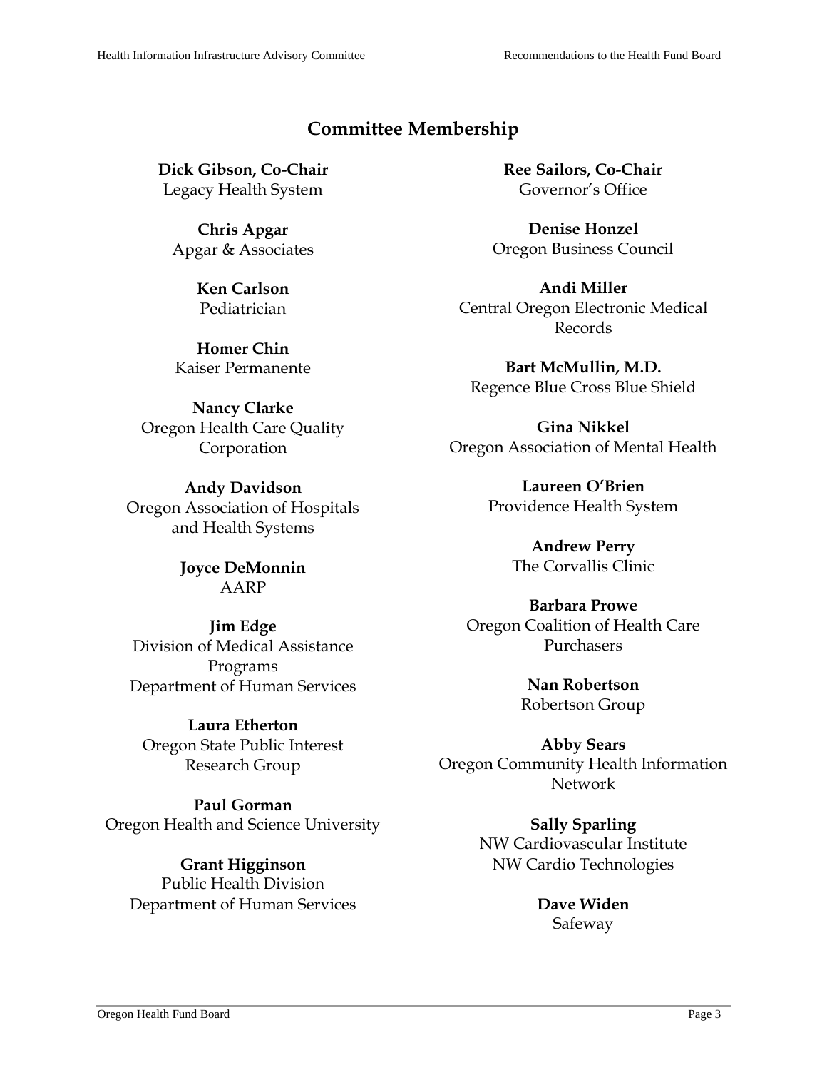## Committee Membership

**Dick Gibson, Co-Chair**
Legacy Health System

**Chris Apgar**
Apgar & Associates

**Ken Carlson**
Pediatrician

**Homer Chin**
Kaiser Permanente

**Nancy Clarke**
Oregon Health Care Quality Corporation

**Andy Davidson**
Oregon Association of Hospitals and Health Systems

**Joyce DeMonnin**
AARP

**Jim Edge**
Division of Medical Assistance Programs
Department of Human Services

**Laura Etherton**
Oregon State Public Interest Research Group

**Paul Gorman**
Oregon Health and Science University

**Grant Higginson**
Public Health Division
Department of Human Services

**Ree Sailors, Co-Chair**
Governor's Office

**Denise Honzel**
Oregon Business Council

**Andi Miller**
Central Oregon Electronic Medical Records

**Bart McMullin, M.D.**
Regence Blue Cross Blue Shield

**Gina Nikkel**
Oregon Association of Mental Health

**Laureen O'Brien**
Providence Health System

**Andrew Perry**
The Corvallis Clinic

**Barbara Prowe**
Oregon Coalition of Health Care Purchasers

**Nan Robertson**
Robertson Group

**Abby Sears**
Oregon Community Health Information Network

**Sally Sparling**
NW Cardiovascular Institute
NW Cardio Technologies

**Dave Widen**
Safeway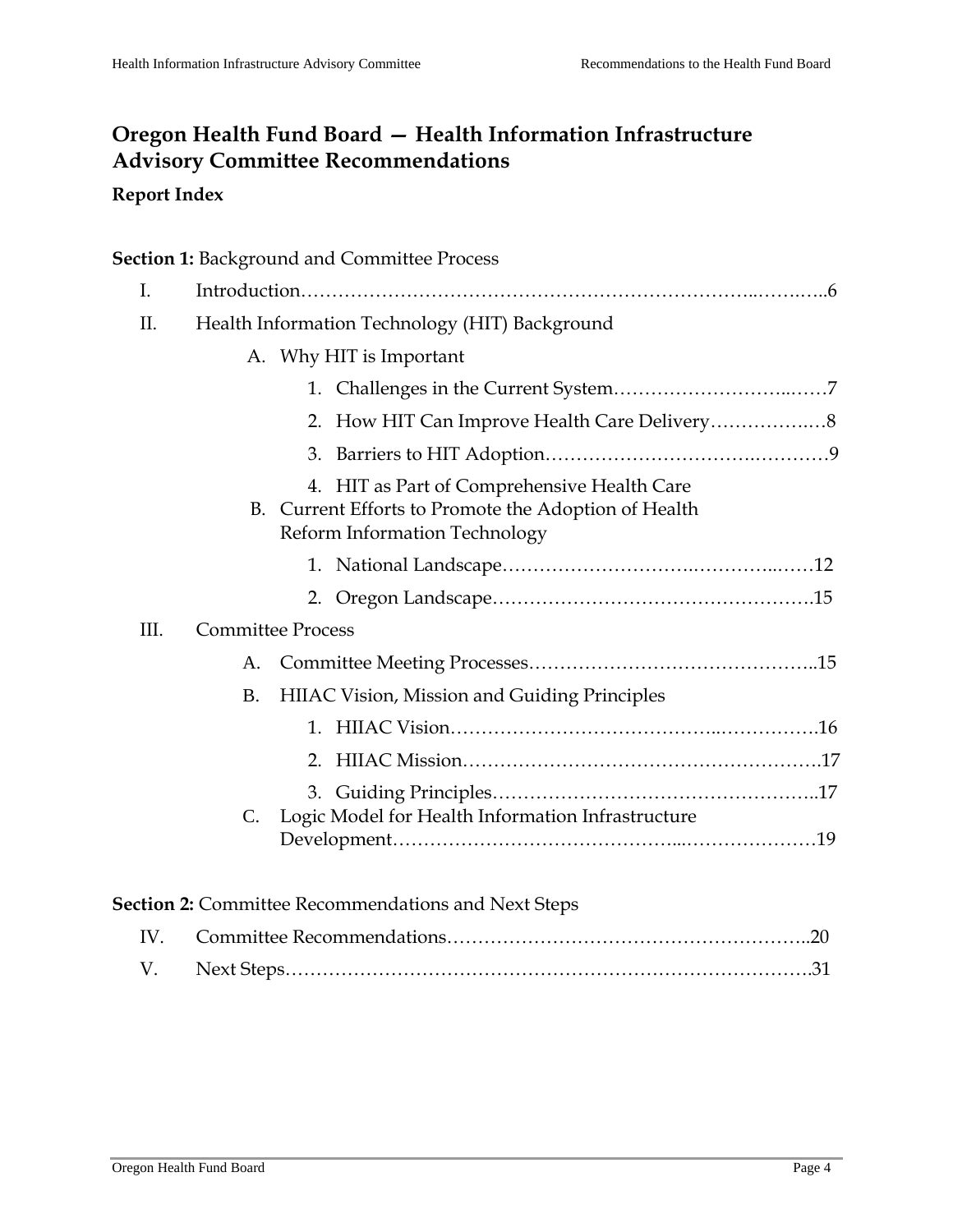# Oregon Health Fund Board — Health Information Infrastructure Advisory Committee Recommendations

### Report Index

**Section 1:** Background and Committee Process

- I. Introduction……………………………………………………………..……..…..6
- II. Health Information Technology (HIT) Background
  - A. Why HIT is Important
    1. Challenges in the Current System……………………..……7
    2. How HIT Can Improve Health Care Delivery……………..…8
    3. Barriers to HIT Adoption……………………………….…………9
    4. HIT as Part of Comprehensive Health Care
  - B. Current Efforts to Promote the Adoption of Health Reform Information Technology
    1. National Landscape………………………….…………..……12
    2. Oregon Landscape………………………………………….15
- III. Committee Process
  - A. Committee Meeting Processes……………………………………..15
  - B. HIIAC Vision, Mission and Guiding Principles
    1. HIIAC Vision…………………………………..…………….16
    2. HIIAC Mission……………………………………………….17
    3. Guiding Principles…………………………………………..17
  - C. Logic Model for Health Information Infrastructure Development……………………………………..…………………19

**Section 2:** Committee Recommendations and Next Steps

- IV. Committee Recommendations………………………………………………..20
- V. Next Steps……………………………………………….…………………….31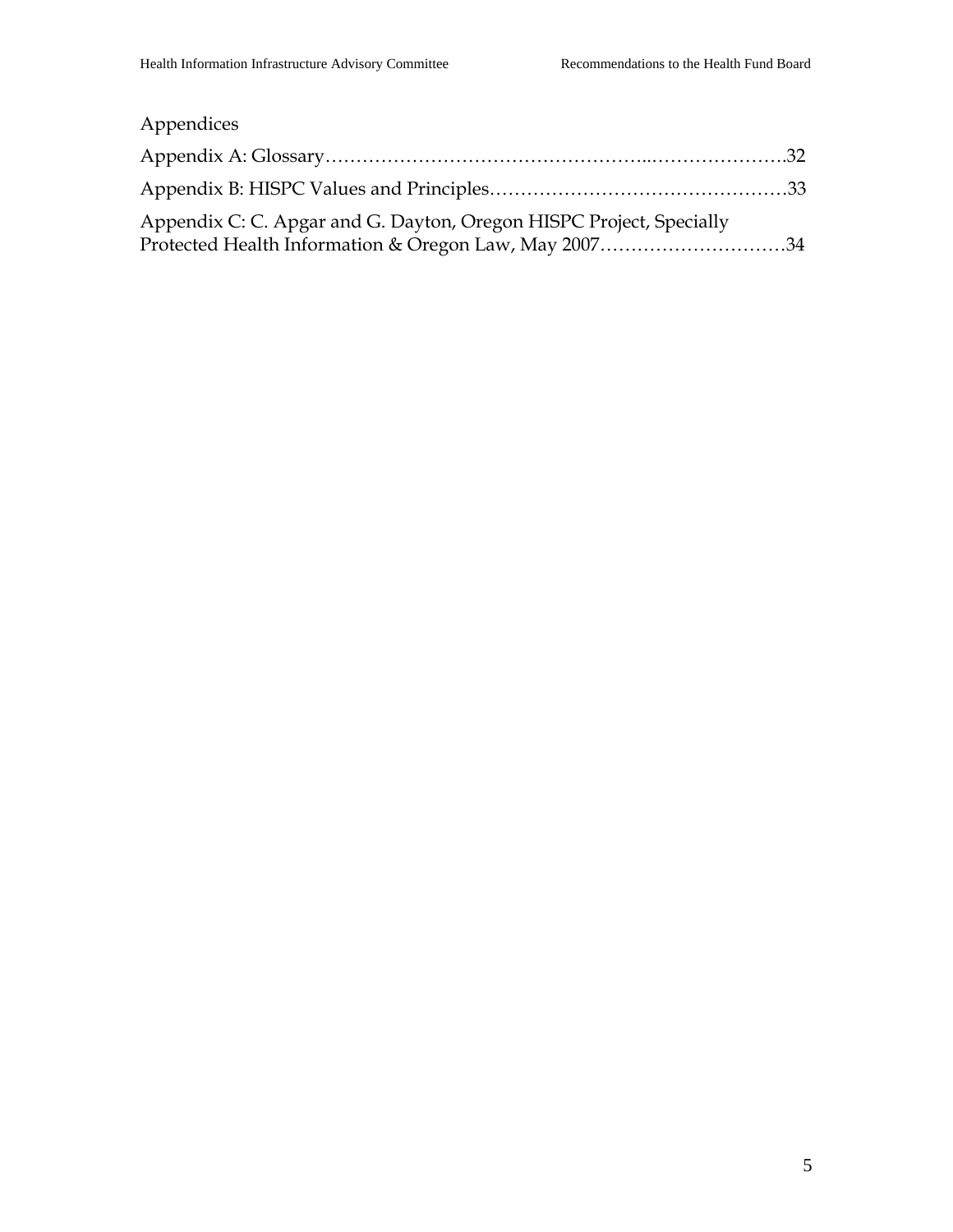Appendices

Appendix A: Glossary……………………………………………...………………….32

Appendix B: HISPC Values and Principles…………………………………………33

Appendix C: C. Apgar and G. Dayton, Oregon HISPC Project, Specially Protected Health Information & Oregon Law, May 2007…………………………34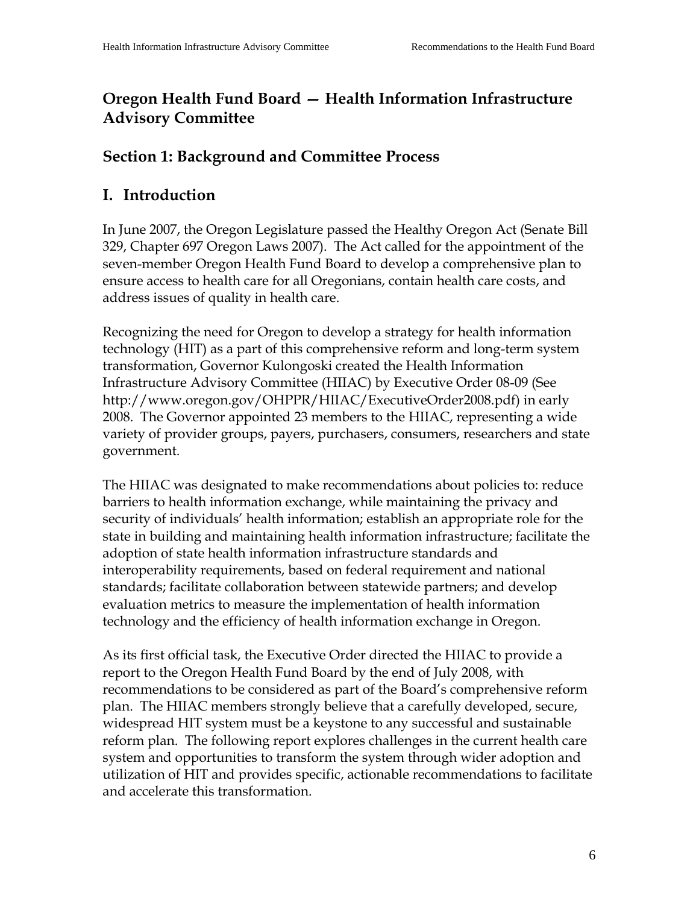## Oregon Health Fund Board — Health Information Infrastructure Advisory Committee

## Section 1: Background and Committee Process

## I. Introduction

In June 2007, the Oregon Legislature passed the Healthy Oregon Act (Senate Bill 329, Chapter 697 Oregon Laws 2007). The Act called for the appointment of the seven-member Oregon Health Fund Board to develop a comprehensive plan to ensure access to health care for all Oregonians, contain health care costs, and address issues of quality in health care.

Recognizing the need for Oregon to develop a strategy for health information technology (HIT) as a part of this comprehensive reform and long-term system transformation, Governor Kulongoski created the Health Information Infrastructure Advisory Committee (HIIAC) by Executive Order 08-09 (See http://www.oregon.gov/OHPPR/HIIAC/ExecutiveOrder2008.pdf) in early 2008. The Governor appointed 23 members to the HIIAC, representing a wide variety of provider groups, payers, purchasers, consumers, researchers and state government.

The HIIAC was designated to make recommendations about policies to: reduce barriers to health information exchange, while maintaining the privacy and security of individuals' health information; establish an appropriate role for the state in building and maintaining health information infrastructure; facilitate the adoption of state health information infrastructure standards and interoperability requirements, based on federal requirement and national standards; facilitate collaboration between statewide partners; and develop evaluation metrics to measure the implementation of health information technology and the efficiency of health information exchange in Oregon.

As its first official task, the Executive Order directed the HIIAC to provide a report to the Oregon Health Fund Board by the end of July 2008, with recommendations to be considered as part of the Board's comprehensive reform plan. The HIIAC members strongly believe that a carefully developed, secure, widespread HIT system must be a keystone to any successful and sustainable reform plan. The following report explores challenges in the current health care system and opportunities to transform the system through wider adoption and utilization of HIT and provides specific, actionable recommendations to facilitate and accelerate this transformation.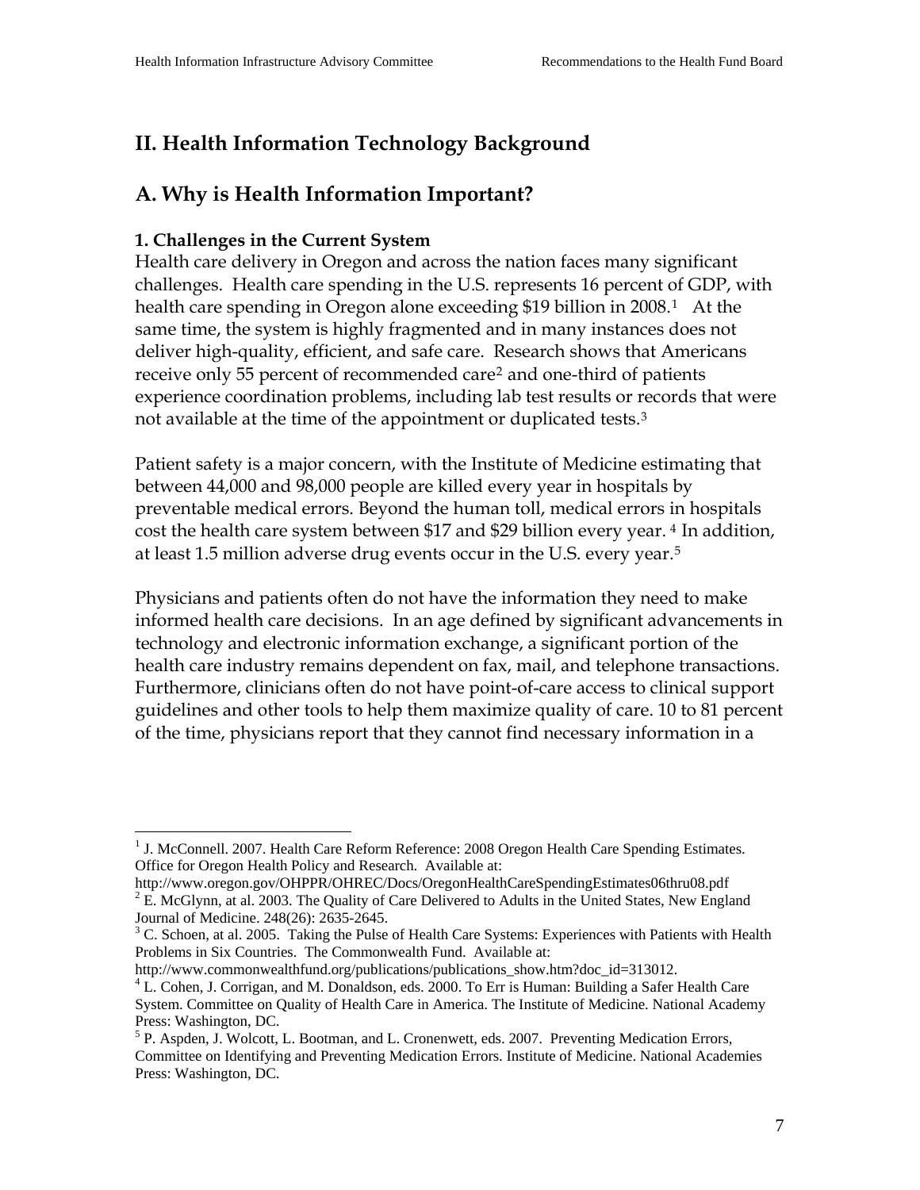## II. Health Information Technology Background

## A. Why is Health Information Important?

### 1. Challenges in the Current System

Health care delivery in Oregon and across the nation faces many significant challenges. Health care spending in the U.S. represents 16 percent of GDP, with health care spending in Oregon alone exceeding $19 billion in 2008.[1] At the same time, the system is highly fragmented and in many instances does not deliver high-quality, efficient, and safe care. Research shows that Americans receive only 55 percent of recommended care[2] and one-third of patients experience coordination problems, including lab test results or records that were not available at the time of the appointment or duplicated tests.[3]

Patient safety is a major concern, with the Institute of Medicine estimating that between 44,000 and 98,000 people are killed every year in hospitals by preventable medical errors. Beyond the human toll, medical errors in hospitals cost the health care system between $17 and $29 billion every year.[4] In addition, at least 1.5 million adverse drug events occur in the U.S. every year.[5]

Physicians and patients often do not have the information they need to make informed health care decisions. In an age defined by significant advancements in technology and electronic information exchange, a significant portion of the health care industry remains dependent on fax, mail, and telephone transactions. Furthermore, clinicians often do not have point-of-care access to clinical support guidelines and other tools to help them maximize quality of care. 10 to 81 percent of the time, physicians report that they cannot find necessary information in a

---

[1] J. McConnell. 2007. Health Care Reform Reference: 2008 Oregon Health Care Spending Estimates. Office for Oregon Health Policy and Research. Available at: http://www.oregon.gov/OHPPR/OHREC/Docs/OregonHealthCareSpendingEstimates06thru08.pdf

[2] E. McGlynn, at al. 2003. The Quality of Care Delivered to Adults in the United States, New England Journal of Medicine. 248(26): 2635-2645.

[3] C. Schoen, at al. 2005. Taking the Pulse of Health Care Systems: Experiences with Patients with Health Problems in Six Countries. The Commonwealth Fund. Available at: http://www.commonwealthfund.org/publications/publications_show.htm?doc_id=313012.

[4] L. Cohen, J. Corrigan, and M. Donaldson, eds. 2000. To Err is Human: Building a Safer Health Care System. Committee on Quality of Health Care in America. The Institute of Medicine. National Academy Press: Washington, DC.

[5] P. Aspden, J. Wolcott, L. Bootman, and L. Cronenwett, eds. 2007. Preventing Medication Errors, Committee on Identifying and Preventing Medication Errors. Institute of Medicine. National Academies Press: Washington, DC.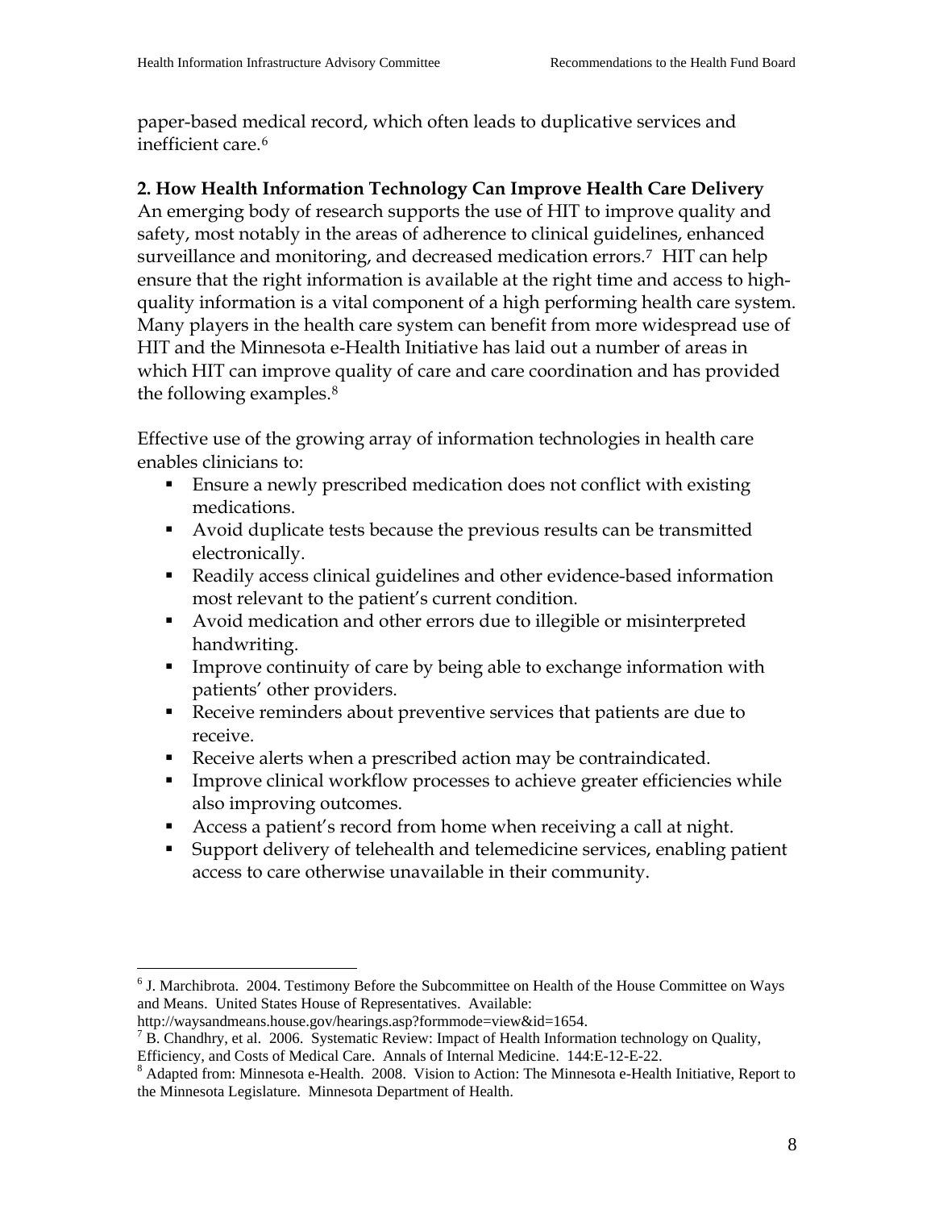paper-based medical record, which often leads to duplicative services and inefficient care.[6]

**2. How Health Information Technology Can Improve Health Care Delivery**
An emerging body of research supports the use of HIT to improve quality and safety, most notably in the areas of adherence to clinical guidelines, enhanced surveillance and monitoring, and decreased medication errors.[7] HIT can help ensure that the right information is available at the right time and access to high-quality information is a vital component of a high performing health care system. Many players in the health care system can benefit from more widespread use of HIT and the Minnesota e-Health Initiative has laid out a number of areas in which HIT can improve quality of care and care coordination and has provided the following examples.[8]

Effective use of the growing array of information technologies in health care enables clinicians to:

- Ensure a newly prescribed medication does not conflict with existing medications.
- Avoid duplicate tests because the previous results can be transmitted electronically.
- Readily access clinical guidelines and other evidence-based information most relevant to the patient's current condition.
- Avoid medication and other errors due to illegible or misinterpreted handwriting.
- Improve continuity of care by being able to exchange information with patients' other providers.
- Receive reminders about preventive services that patients are due to receive.
- Receive alerts when a prescribed action may be contraindicated.
- Improve clinical workflow processes to achieve greater efficiencies while also improving outcomes.
- Access a patient's record from home when receiving a call at night.
- Support delivery of telehealth and telemedicine services, enabling patient access to care otherwise unavailable in their community.

---

[6] J. Marchibrota. 2004. Testimony Before the Subcommittee on Health of the House Committee on Ways and Means. United States House of Representatives. Available: http://waysandmeans.house.gov/hearings.asp?formmode=view&id=1654.

[7] B. Chandhry, et al. 2006. Systematic Review: Impact of Health Information technology on Quality, Efficiency, and Costs of Medical Care. Annals of Internal Medicine. 144:E-12-E-22.

[8] Adapted from: Minnesota e-Health. 2008. Vision to Action: The Minnesota e-Health Initiative, Report to the Minnesota Legislature. Minnesota Department of Health.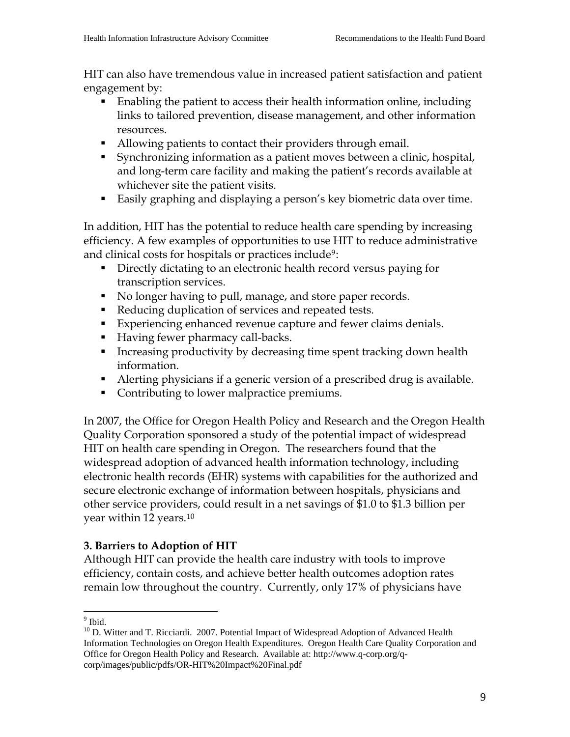HIT can also have tremendous value in increased patient satisfaction and patient engagement by:

- Enabling the patient to access their health information online, including links to tailored prevention, disease management, and other information resources.
- Allowing patients to contact their providers through email.
- Synchronizing information as a patient moves between a clinic, hospital, and long-term care facility and making the patient's records available at whichever site the patient visits.
- Easily graphing and displaying a person's key biometric data over time.

In addition, HIT has the potential to reduce health care spending by increasing efficiency. A few examples of opportunities to use HIT to reduce administrative and clinical costs for hospitals or practices include[9]:

- Directly dictating to an electronic health record versus paying for transcription services.
- No longer having to pull, manage, and store paper records.
- Reducing duplication of services and repeated tests.
- Experiencing enhanced revenue capture and fewer claims denials.
- Having fewer pharmacy call-backs.
- Increasing productivity by decreasing time spent tracking down health information.
- Alerting physicians if a generic version of a prescribed drug is available.
- Contributing to lower malpractice premiums.

In 2007, the Office for Oregon Health Policy and Research and the Oregon Health Quality Corporation sponsored a study of the potential impact of widespread HIT on health care spending in Oregon. The researchers found that the widespread adoption of advanced health information technology, including electronic health records (EHR) systems with capabilities for the authorized and secure electronic exchange of information between hospitals, physicians and other service providers, could result in a net savings of $1.0 to $1.3 billion per year within 12 years.[10]

### 3. Barriers to Adoption of HIT

Although HIT can provide the health care industry with tools to improve efficiency, contain costs, and achieve better health outcomes adoption rates remain low throughout the country. Currently, only 17% of physicians have

---

[9] Ibid.

[10] D. Witter and T. Ricciardi. 2007. Potential Impact of Widespread Adoption of Advanced Health Information Technologies on Oregon Health Expenditures. Oregon Health Care Quality Corporation and Office for Oregon Health Policy and Research. Available at: http://www.q-corp.org/q-corp/images/public/pdfs/OR-HIT%20Impact%20Final.pdf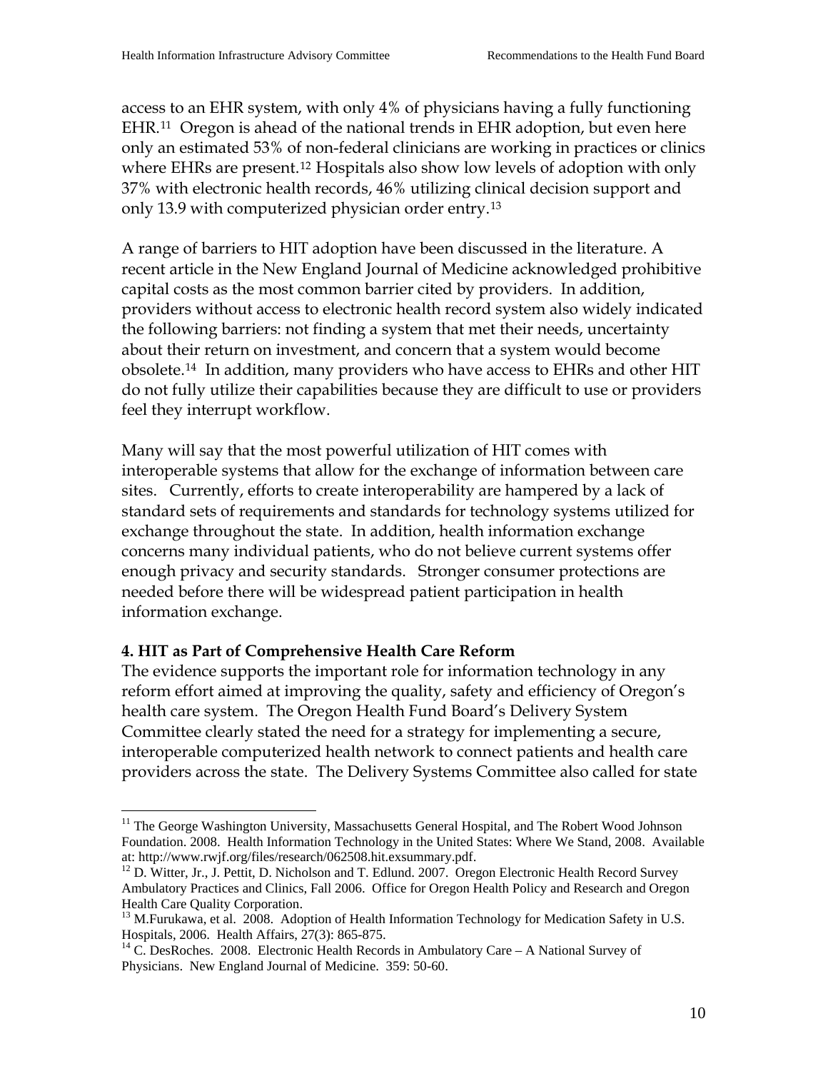access to an EHR system, with only 4% of physicians having a fully functioning EHR.[11] Oregon is ahead of the national trends in EHR adoption, but even here only an estimated 53% of non-federal clinicians are working in practices or clinics where EHRs are present.[12] Hospitals also show low levels of adoption with only 37% with electronic health records, 46% utilizing clinical decision support and only 13.9 with computerized physician order entry.[13]

A range of barriers to HIT adoption have been discussed in the literature. A recent article in the New England Journal of Medicine acknowledged prohibitive capital costs as the most common barrier cited by providers. In addition, providers without access to electronic health record system also widely indicated the following barriers: not finding a system that met their needs, uncertainty about their return on investment, and concern that a system would become obsolete.[14] In addition, many providers who have access to EHRs and other HIT do not fully utilize their capabilities because they are difficult to use or providers feel they interrupt workflow.

Many will say that the most powerful utilization of HIT comes with interoperable systems that allow for the exchange of information between care sites. Currently, efforts to create interoperability are hampered by a lack of standard sets of requirements and standards for technology systems utilized for exchange throughout the state. In addition, health information exchange concerns many individual patients, who do not believe current systems offer enough privacy and security standards. Stronger consumer protections are needed before there will be widespread patient participation in health information exchange.

**4. HIT as Part of Comprehensive Health Care Reform**

The evidence supports the important role for information technology in any reform effort aimed at improving the quality, safety and efficiency of Oregon's health care system. The Oregon Health Fund Board's Delivery System Committee clearly stated the need for a strategy for implementing a secure, interoperable computerized health network to connect patients and health care providers across the state. The Delivery Systems Committee also called for state

---

[11] The George Washington University, Massachusetts General Hospital, and The Robert Wood Johnson Foundation. 2008. Health Information Technology in the United States: Where We Stand, 2008. Available at: http://www.rwjf.org/files/research/062508.hit.exsummary.pdf.

[12] D. Witter, Jr., J. Pettit, D. Nicholson and T. Edlund. 2007. Oregon Electronic Health Record Survey Ambulatory Practices and Clinics, Fall 2006. Office for Oregon Health Policy and Research and Oregon Health Care Quality Corporation.

[13] M.Furukawa, et al. 2008. Adoption of Health Information Technology for Medication Safety in U.S. Hospitals, 2006. Health Affairs, 27(3): 865-875.

[14] C. DesRoches. 2008. Electronic Health Records in Ambulatory Care – A National Survey of Physicians. New England Journal of Medicine. 359: 50-60.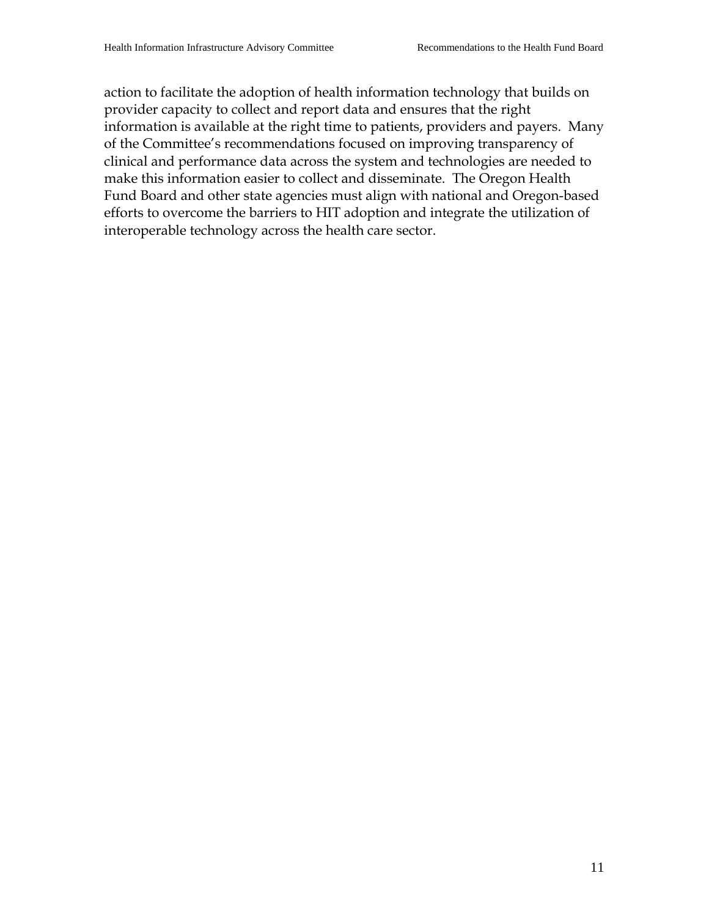action to facilitate the adoption of health information technology that builds on provider capacity to collect and report data and ensures that the right information is available at the right time to patients, providers and payers. Many of the Committee's recommendations focused on improving transparency of clinical and performance data across the system and technologies are needed to make this information easier to collect and disseminate. The Oregon Health Fund Board and other state agencies must align with national and Oregon-based efforts to overcome the barriers to HIT adoption and integrate the utilization of interoperable technology across the health care sector.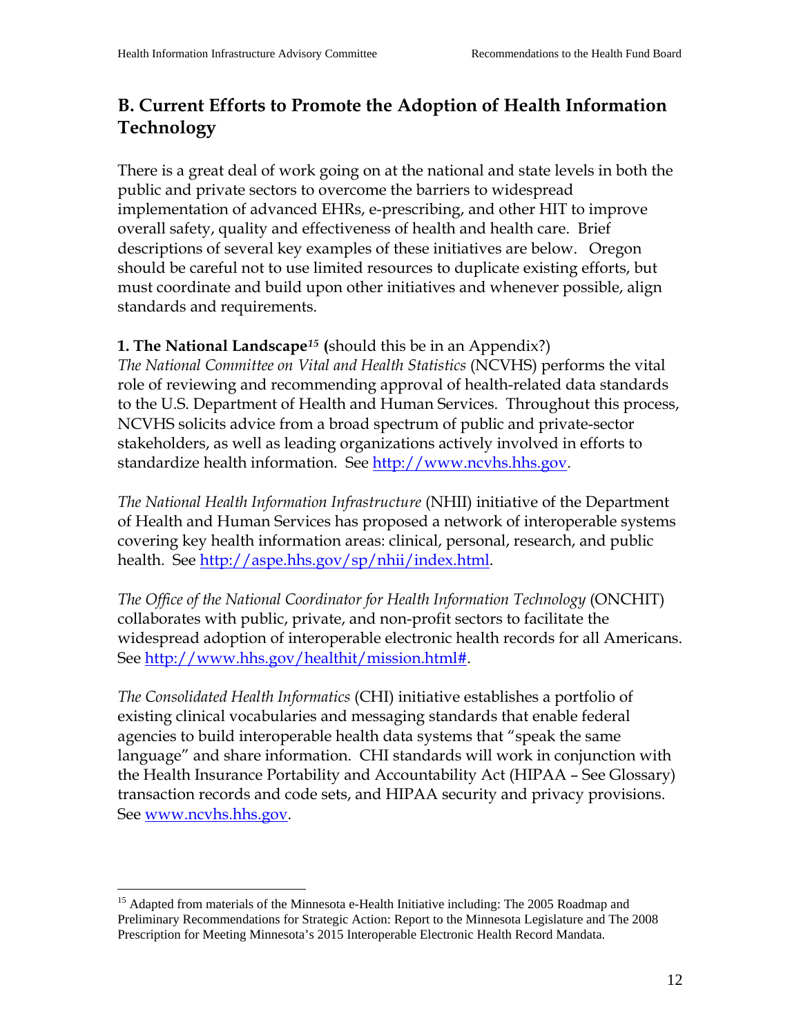## B. Current Efforts to Promote the Adoption of Health Information Technology

There is a great deal of work going on at the national and state levels in both the public and private sectors to overcome the barriers to widespread implementation of advanced EHRs, e-prescribing, and other HIT to improve overall safety, quality and effectiveness of health and health care. Brief descriptions of several key examples of these initiatives are below. Oregon should be careful not to use limited resources to duplicate existing efforts, but must coordinate and build upon other initiatives and whenever possible, align standards and requirements.

**1. The National Landscape**[15] **(**should this be in an Appendix?)
*The National Committee on Vital and Health Statistics* (NCVHS) performs the vital role of reviewing and recommending approval of health-related data standards to the U.S. Department of Health and Human Services. Throughout this process, NCVHS solicits advice from a broad spectrum of public and private-sector stakeholders, as well as leading organizations actively involved in efforts to standardize health information. See http://www.ncvhs.hhs.gov.

*The National Health Information Infrastructure* (NHII) initiative of the Department of Health and Human Services has proposed a network of interoperable systems covering key health information areas: clinical, personal, research, and public health. See http://aspe.hhs.gov/sp/nhii/index.html.

*The Office of the National Coordinator for Health Information Technology* (ONCHIT) collaborates with public, private, and non-profit sectors to facilitate the widespread adoption of interoperable electronic health records for all Americans. See http://www.hhs.gov/healthit/mission.html#.

*The Consolidated Health Informatics* (CHI) initiative establishes a portfolio of existing clinical vocabularies and messaging standards that enable federal agencies to build interoperable health data systems that "speak the same language" and share information. CHI standards will work in conjunction with the Health Insurance Portability and Accountability Act (HIPAA – See Glossary) transaction records and code sets, and HIPAA security and privacy provisions. See www.ncvhs.hhs.gov.

---

[15] Adapted from materials of the Minnesota e-Health Initiative including: The 2005 Roadmap and Preliminary Recommendations for Strategic Action: Report to the Minnesota Legislature and The 2008 Prescription for Meeting Minnesota's 2015 Interoperable Electronic Health Record Mandata.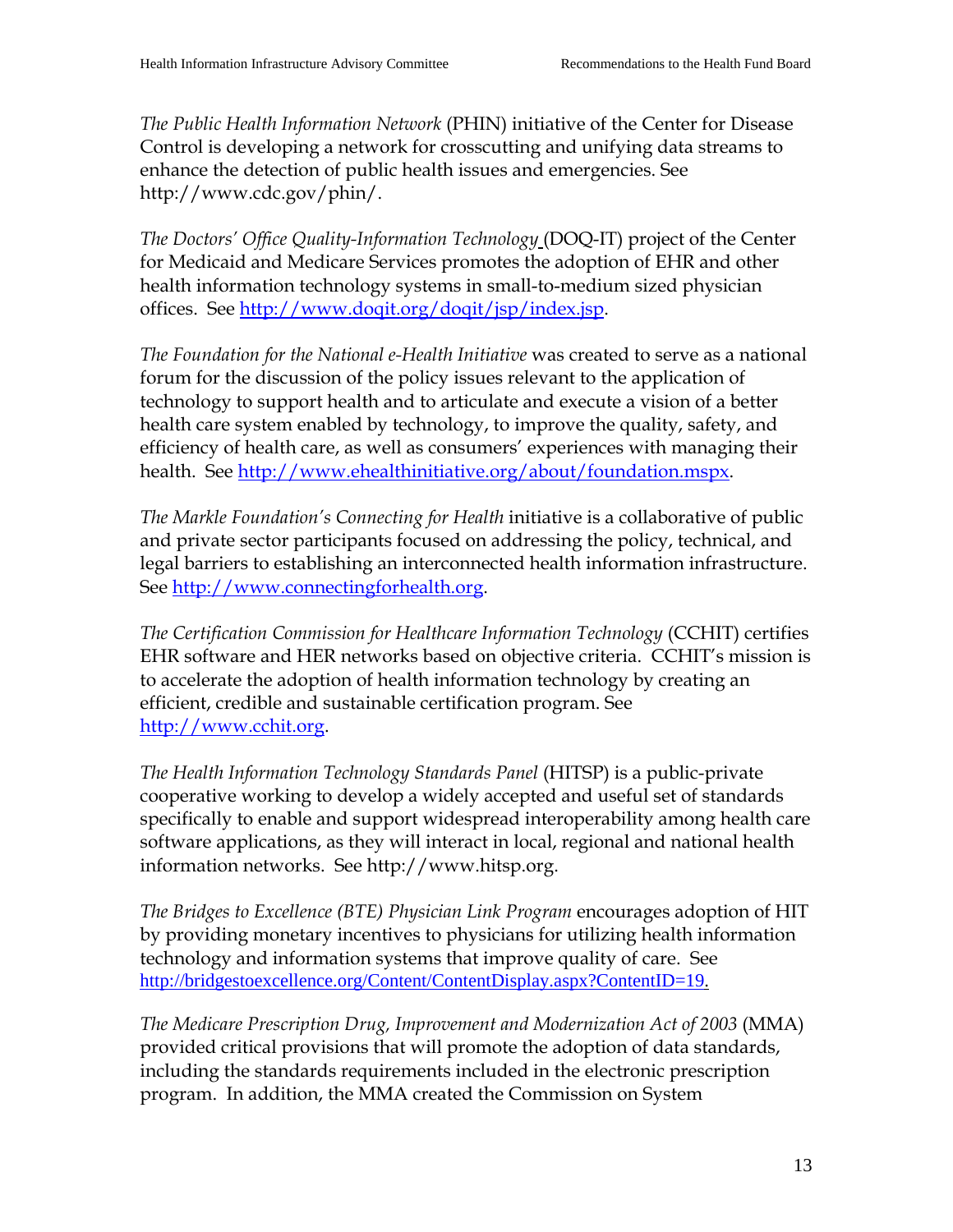*The Public Health Information Network* (PHIN) initiative of the Center for Disease Control is developing a network for crosscutting and unifying data streams to enhance the detection of public health issues and emergencies. See http://www.cdc.gov/phin/.

*The Doctors' Office Quality-Information Technology* (DOQ-IT) project of the Center for Medicaid and Medicare Services promotes the adoption of EHR and other health information technology systems in small-to-medium sized physician offices. See http://www.doqit.org/doqit/jsp/index.jsp.

*The Foundation for the National e-Health Initiative* was created to serve as a national forum for the discussion of the policy issues relevant to the application of technology to support health and to articulate and execute a vision of a better health care system enabled by technology, to improve the quality, safety, and efficiency of health care, as well as consumers' experiences with managing their health. See http://www.ehealthinitiative.org/about/foundation.mspx.

*The Markle Foundation's Connecting for Health* initiative is a collaborative of public and private sector participants focused on addressing the policy, technical, and legal barriers to establishing an interconnected health information infrastructure. See http://www.connectingforhealth.org.

*The Certification Commission for Healthcare Information Technology* (CCHIT) certifies EHR software and HER networks based on objective criteria. CCHIT's mission is to accelerate the adoption of health information technology by creating an efficient, credible and sustainable certification program. See http://www.cchit.org.

*The Health Information Technology Standards Panel* (HITSP) is a public-private cooperative working to develop a widely accepted and useful set of standards specifically to enable and support widespread interoperability among health care software applications, as they will interact in local, regional and national health information networks. See http://www.hitsp.org.

*The Bridges to Excellence (BTE) Physician Link Program* encourages adoption of HIT by providing monetary incentives to physicians for utilizing health information technology and information systems that improve quality of care. See http://bridgestoexcellence.org/Content/ContentDisplay.aspx?ContentID=19.

*The Medicare Prescription Drug, Improvement and Modernization Act of 2003* (MMA) provided critical provisions that will promote the adoption of data standards, including the standards requirements included in the electronic prescription program. In addition, the MMA created the Commission on System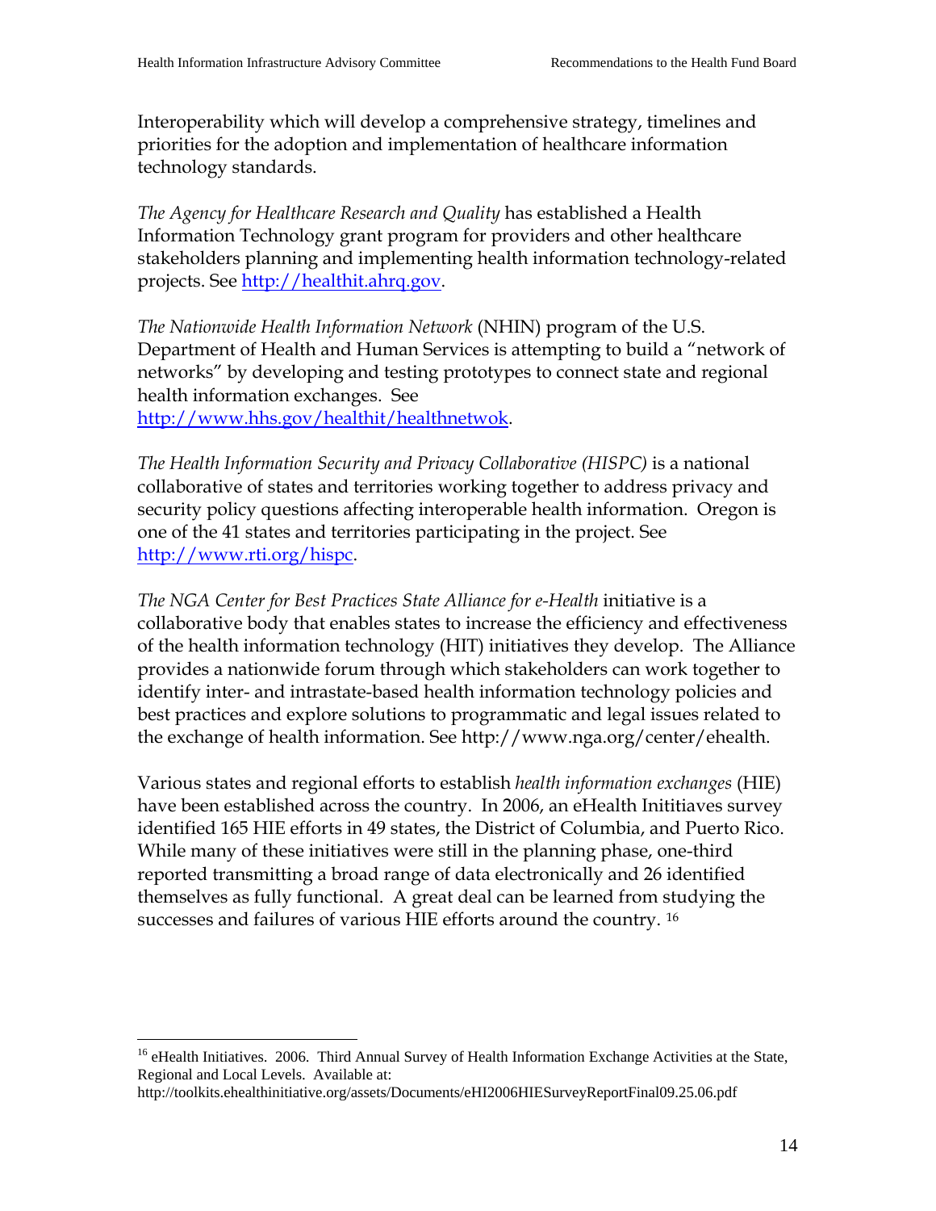Interoperability which will develop a comprehensive strategy, timelines and priorities for the adoption and implementation of healthcare information technology standards.

*The Agency for Healthcare Research and Quality* has established a Health Information Technology grant program for providers and other healthcare stakeholders planning and implementing health information technology-related projects. See http://healthit.ahrq.gov.

*The Nationwide Health Information Network* (NHIN) program of the U.S. Department of Health and Human Services is attempting to build a "network of networks" by developing and testing prototypes to connect state and regional health information exchanges. See http://www.hhs.gov/healthit/healthnetwok.

*The Health Information Security and Privacy Collaborative (HISPC)* is a national collaborative of states and territories working together to address privacy and security policy questions affecting interoperable health information. Oregon is one of the 41 states and territories participating in the project. See http://www.rti.org/hispc.

*The NGA Center for Best Practices State Alliance for e-Health* initiative is a collaborative body that enables states to increase the efficiency and effectiveness of the health information technology (HIT) initiatives they develop. The Alliance provides a nationwide forum through which stakeholders can work together to identify inter- and intrastate-based health information technology policies and best practices and explore solutions to programmatic and legal issues related to the exchange of health information. See http://www.nga.org/center/ehealth.

Various states and regional efforts to establish *health information exchanges* (HIE) have been established across the country. In 2006, an eHealth Inititiaves survey identified 165 HIE efforts in 49 states, the District of Columbia, and Puerto Rico. While many of these initiatives were still in the planning phase, one-third reported transmitting a broad range of data electronically and 26 identified themselves as fully functional. A great deal can be learned from studying the successes and failures of various HIE efforts around the country. [16]

---

[16] eHealth Initiatives. 2006. Third Annual Survey of Health Information Exchange Activities at the State, Regional and Local Levels. Available at: http://toolkits.ehealthinitiative.org/assets/Documents/eHI2006HIESurveyReportFinal09.25.06.pdf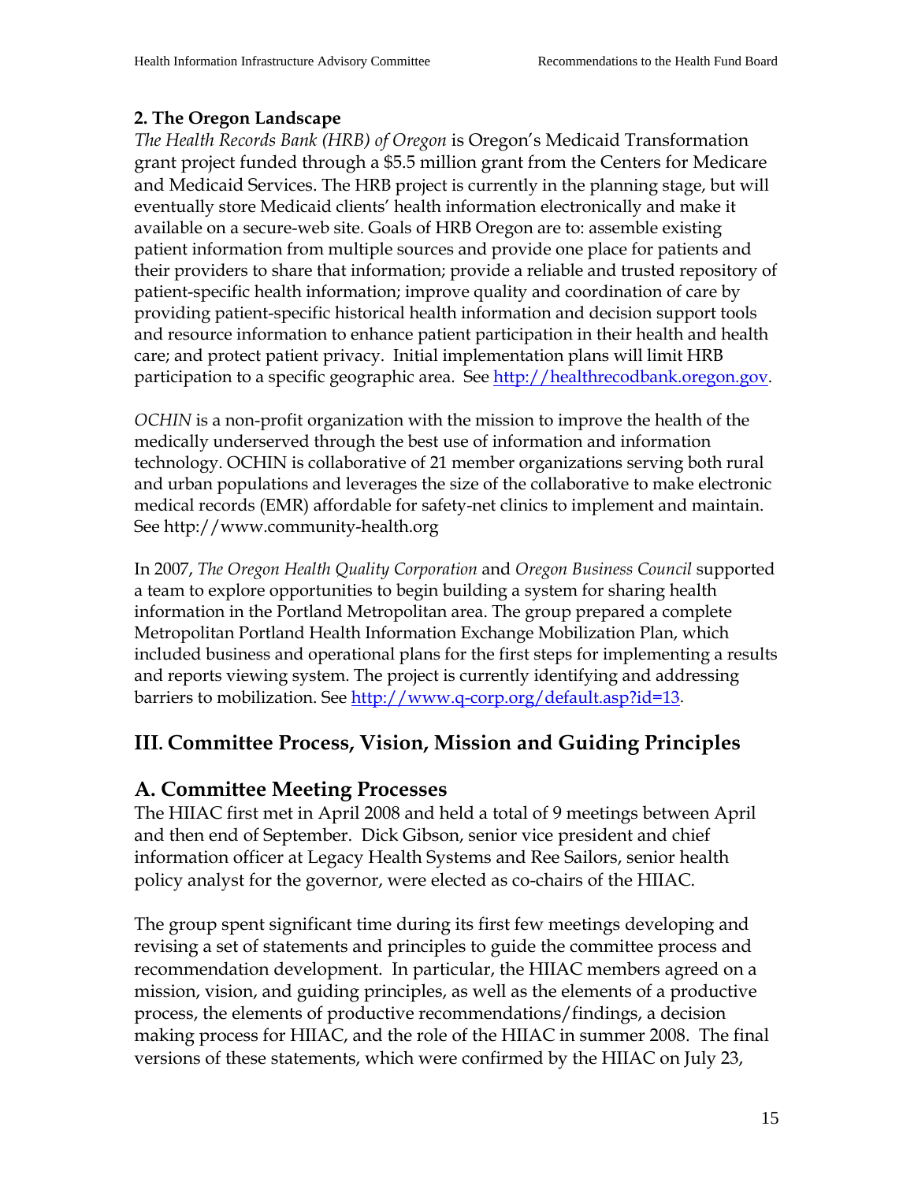**2. The Oregon Landscape**

*The Health Records Bank (HRB) of Oregon* is Oregon's Medicaid Transformation grant project funded through a $5.5 million grant from the Centers for Medicare and Medicaid Services. The HRB project is currently in the planning stage, but will eventually store Medicaid clients' health information electronically and make it available on a secure-web site. Goals of HRB Oregon are to: assemble existing patient information from multiple sources and provide one place for patients and their providers to share that information; provide a reliable and trusted repository of patient-specific health information; improve quality and coordination of care by providing patient-specific historical health information and decision support tools and resource information to enhance patient participation in their health and health care; and protect patient privacy. Initial implementation plans will limit HRB participation to a specific geographic area. See [http://healthrecodbank.oregon.gov](http://healthrecodbank.oregon.gov).

*OCHIN* is a non-profit organization with the mission to improve the health of the medically underserved through the best use of information and information technology. OCHIN is collaborative of 21 member organizations serving both rural and urban populations and leverages the size of the collaborative to make electronic medical records (EMR) affordable for safety-net clinics to implement and maintain. See http://www.community-health.org

In 2007, *The Oregon Health Quality Corporation* and *Oregon Business Council* supported a team to explore opportunities to begin building a system for sharing health information in the Portland Metropolitan area. The group prepared a complete Metropolitan Portland Health Information Exchange Mobilization Plan, which included business and operational plans for the first steps for implementing a results and reports viewing system. The project is currently identifying and addressing barriers to mobilization. See [http://www.q-corp.org/default.asp?id=13](http://www.q-corp.org/default.asp?id=13).

## III. Committee Process, Vision, Mission and Guiding Principles

## A. Committee Meeting Processes

The HIIAC first met in April 2008 and held a total of 9 meetings between April and then end of September. Dick Gibson, senior vice president and chief information officer at Legacy Health Systems and Ree Sailors, senior health policy analyst for the governor, were elected as co-chairs of the HIIAC.

The group spent significant time during its first few meetings developing and revising a set of statements and principles to guide the committee process and recommendation development. In particular, the HIIAC members agreed on a mission, vision, and guiding principles, as well as the elements of a productive process, the elements of productive recommendations/findings, a decision making process for HIIAC, and the role of the HIIAC in summer 2008. The final versions of these statements, which were confirmed by the HIIAC on July 23,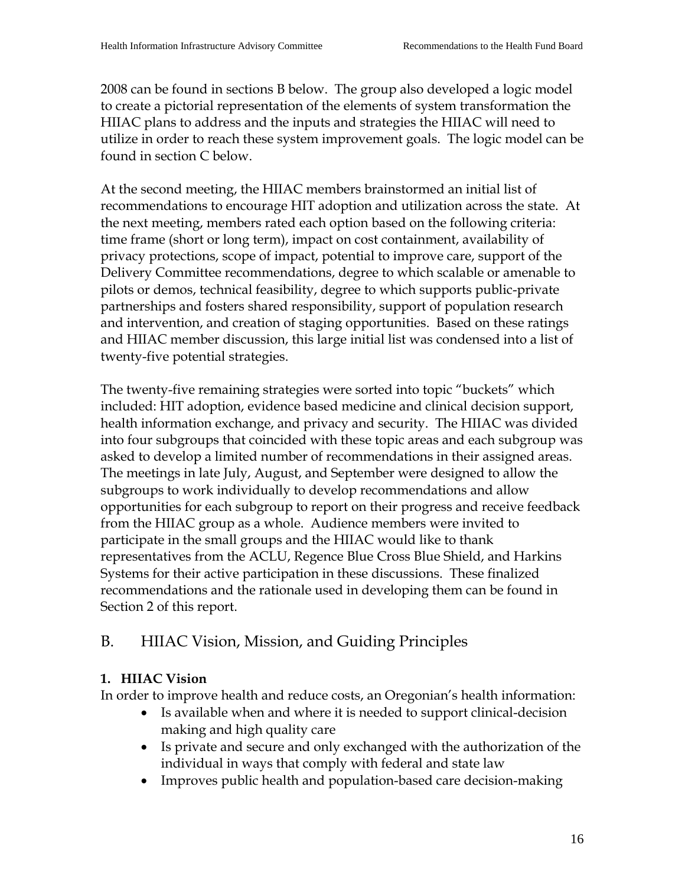2008 can be found in sections B below. The group also developed a logic model to create a pictorial representation of the elements of system transformation the HIIAC plans to address and the inputs and strategies the HIIAC will need to utilize in order to reach these system improvement goals. The logic model can be found in section C below.

At the second meeting, the HIIAC members brainstormed an initial list of recommendations to encourage HIT adoption and utilization across the state. At the next meeting, members rated each option based on the following criteria: time frame (short or long term), impact on cost containment, availability of privacy protections, scope of impact, potential to improve care, support of the Delivery Committee recommendations, degree to which scalable or amenable to pilots or demos, technical feasibility, degree to which supports public-private partnerships and fosters shared responsibility, support of population research and intervention, and creation of staging opportunities. Based on these ratings and HIIAC member discussion, this large initial list was condensed into a list of twenty-five potential strategies.

The twenty-five remaining strategies were sorted into topic "buckets" which included: HIT adoption, evidence based medicine and clinical decision support, health information exchange, and privacy and security. The HIIAC was divided into four subgroups that coincided with these topic areas and each subgroup was asked to develop a limited number of recommendations in their assigned areas. The meetings in late July, August, and September were designed to allow the subgroups to work individually to develop recommendations and allow opportunities for each subgroup to report on their progress and receive feedback from the HIIAC group as a whole. Audience members were invited to participate in the small groups and the HIIAC would like to thank representatives from the ACLU, Regence Blue Cross Blue Shield, and Harkins Systems for their active participation in these discussions. These finalized recommendations and the rationale used in developing them can be found in Section 2 of this report.

## B. HIIAC Vision, Mission, and Guiding Principles

**1. HIIAC Vision**

In order to improve health and reduce costs, an Oregonian's health information:

- Is available when and where it is needed to support clinical-decision making and high quality care
- Is private and secure and only exchanged with the authorization of the individual in ways that comply with federal and state law
- Improves public health and population-based care decision-making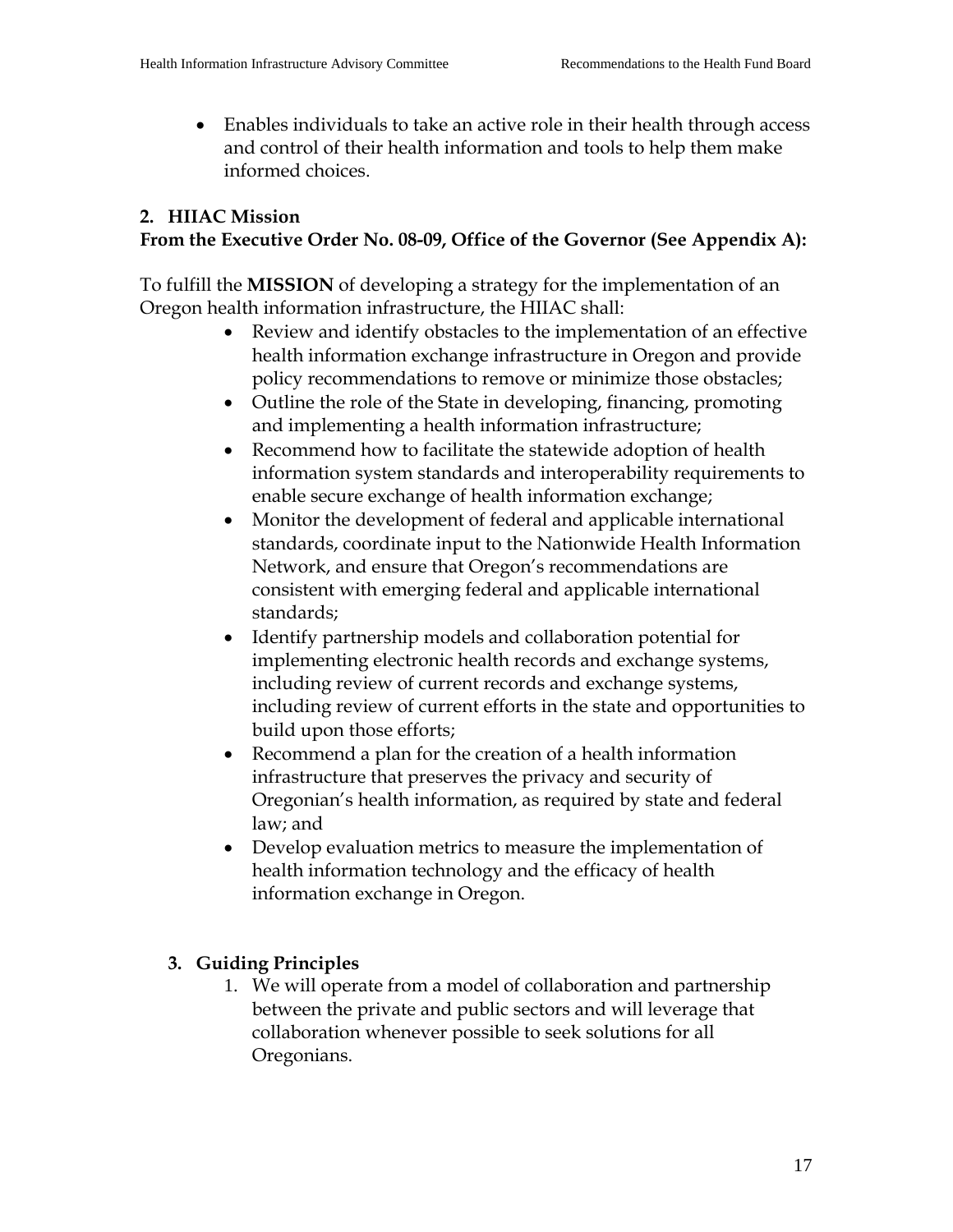- Enables individuals to take an active role in their health through access and control of their health information and tools to help them make informed choices.

## 2. HIIAC Mission

**From the Executive Order No. 08-09, Office of the Governor (See Appendix A):**

To fulfill the **MISSION** of developing a strategy for the implementation of an Oregon health information infrastructure, the HIIAC shall:

- Review and identify obstacles to the implementation of an effective health information exchange infrastructure in Oregon and provide policy recommendations to remove or minimize those obstacles;
- Outline the role of the State in developing, financing, promoting and implementing a health information infrastructure;
- Recommend how to facilitate the statewide adoption of health information system standards and interoperability requirements to enable secure exchange of health information exchange;
- Monitor the development of federal and applicable international standards, coordinate input to the Nationwide Health Information Network, and ensure that Oregon's recommendations are consistent with emerging federal and applicable international standards;
- Identify partnership models and collaboration potential for implementing electronic health records and exchange systems, including review of current records and exchange systems, including review of current efforts in the state and opportunities to build upon those efforts;
- Recommend a plan for the creation of a health information infrastructure that preserves the privacy and security of Oregonian's health information, as required by state and federal law; and
- Develop evaluation metrics to measure the implementation of health information technology and the efficacy of health information exchange in Oregon.

## 3. Guiding Principles

1. We will operate from a model of collaboration and partnership between the private and public sectors and will leverage that collaboration whenever possible to seek solutions for all Oregonians.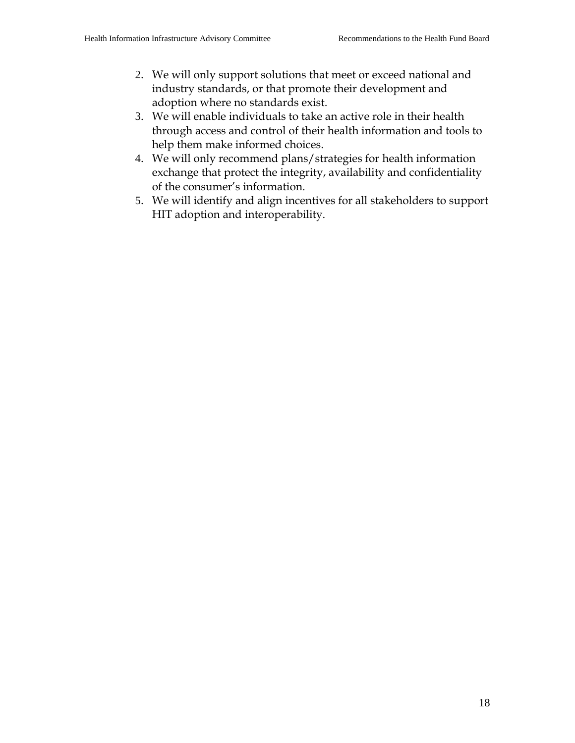2. We will only support solutions that meet or exceed national and industry standards, or that promote their development and adoption where no standards exist.
3. We will enable individuals to take an active role in their health through access and control of their health information and tools to help them make informed choices.
4. We will only recommend plans/strategies for health information exchange that protect the integrity, availability and confidentiality of the consumer's information.
5. We will identify and align incentives for all stakeholders to support HIT adoption and interoperability.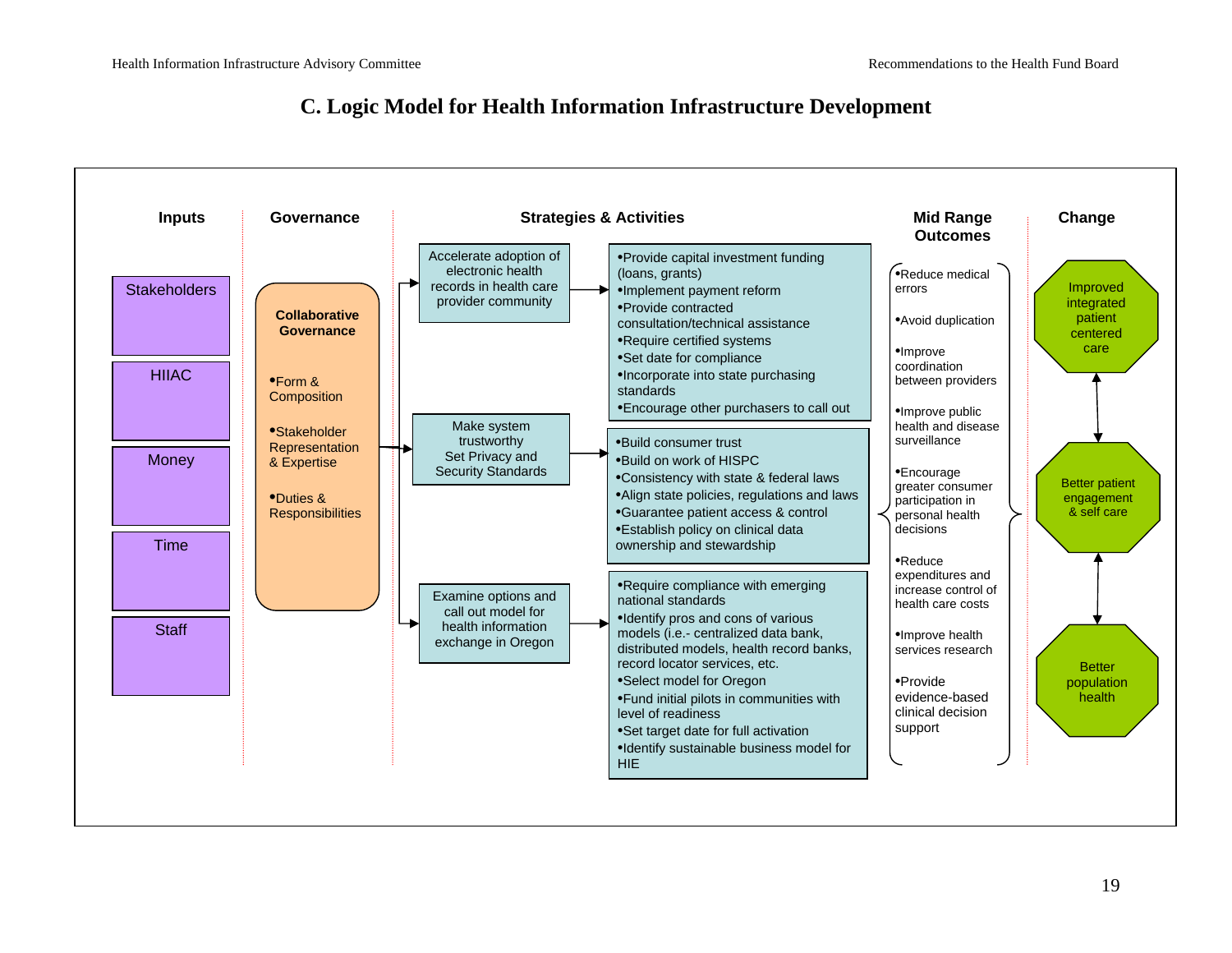# C. Logic Model for Health Information Infrastructure Development

## Inputs

- Stakeholders
- HIIAC
- Money
- Time
- Staff

## Governance

**Collaborative Governance**

- Form & Composition
- Stakeholder Representation & Expertise
- Duties & Responsibilities

## Strategies & Activities

**Accelerate adoption of electronic health records in health care provider community**

- Provide capital investment funding (loans, grants)
- Implement payment reform
- Provide contracted consultation/technical assistance
- Require certified systems
- Set date for compliance
- Incorporate into state purchasing standards
- Encourage other purchasers to call out

**Make system trustworthy Set Privacy and Security Standards**

- Build consumer trust
- Build on work of HISPC
- Consistency with state & federal laws
- Align state policies, regulations and laws
- Guarantee patient access & control
- Establish policy on clinical data ownership and stewardship

**Examine options and call out model for health information exchange in Oregon**

- Require compliance with emerging national standards
- Identify pros and cons of various models (i.e.- centralized data bank, distributed models, health record banks, record locator services, etc.
- Select model for Oregon
- Fund initial pilots in communities with level of readiness
- Set target date for full activation
- Identify sustainable business model for HIE

## Mid Range Outcomes

- Reduce medical errors
- Avoid duplication
- Improve coordination between providers
- Improve public health and disease surveillance
- Encourage greater consumer participation in personal health decisions
- Reduce expenditures and increase control of health care costs
- Improve health services research
- Provide evidence-based clinical decision support

## Change

- Improved integrated patient centered care
- Better patient engagement & self care
- Better population health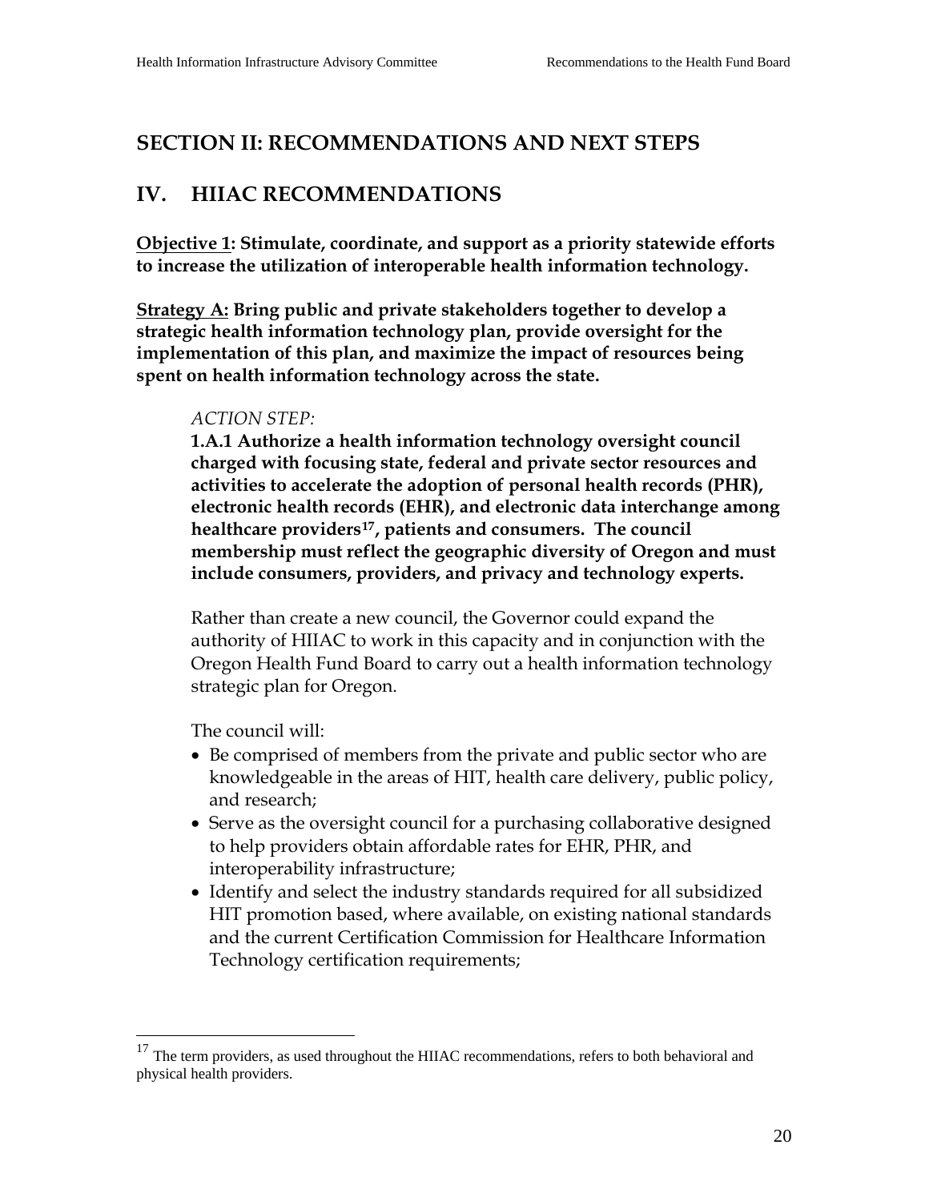# SECTION II: RECOMMENDATIONS AND NEXT STEPS

# IV. HIIAC RECOMMENDATIONS

**<u>Objective 1</u>: Stimulate, coordinate, and support as a priority statewide efforts to increase the utilization of interoperable health information technology.**

**<u>Strategy A</u>: Bring public and private stakeholders together to develop a strategic health information technology plan, provide oversight for the implementation of this plan, and maximize the impact of resources being spent on health information technology across the state.**

*ACTION STEP:*

**1.A.1 Authorize a health information technology oversight council charged with focusing state, federal and private sector resources and activities to accelerate the adoption of personal health records (PHR), electronic health records (EHR), and electronic data interchange among healthcare providers[17], patients and consumers. The council membership must reflect the geographic diversity of Oregon and must include consumers, providers, and privacy and technology experts.**

Rather than create a new council, the Governor could expand the authority of HIIAC to work in this capacity and in conjunction with the Oregon Health Fund Board to carry out a health information technology strategic plan for Oregon.

The council will:

- Be comprised of members from the private and public sector who are knowledgeable in the areas of HIT, health care delivery, public policy, and research;
- Serve as the oversight council for a purchasing collaborative designed to help providers obtain affordable rates for EHR, PHR, and interoperability infrastructure;
- Identify and select the industry standards required for all subsidized HIT promotion based, where available, on existing national standards and the current Certification Commission for Healthcare Information Technology certification requirements;

---

[17] The term providers, as used throughout the HIIAC recommendations, refers to both behavioral and physical health providers.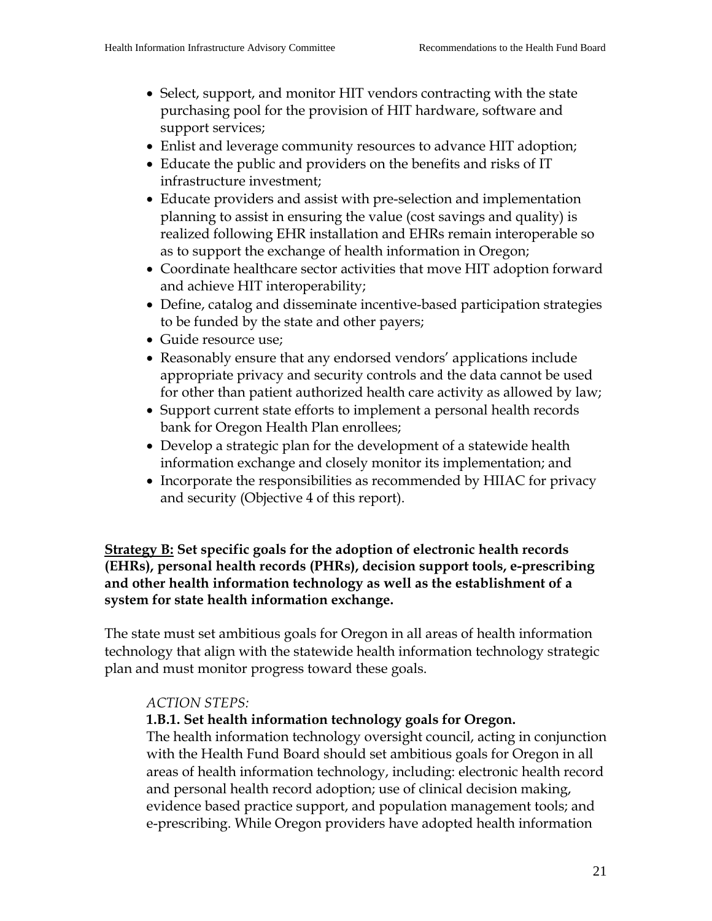- Select, support, and monitor HIT vendors contracting with the state purchasing pool for the provision of HIT hardware, software and support services;
- Enlist and leverage community resources to advance HIT adoption;
- Educate the public and providers on the benefits and risks of IT infrastructure investment;
- Educate providers and assist with pre-selection and implementation planning to assist in ensuring the value (cost savings and quality) is realized following EHR installation and EHRs remain interoperable so as to support the exchange of health information in Oregon;
- Coordinate healthcare sector activities that move HIT adoption forward and achieve HIT interoperability;
- Define, catalog and disseminate incentive-based participation strategies to be funded by the state and other payers;
- Guide resource use;
- Reasonably ensure that any endorsed vendors' applications include appropriate privacy and security controls and the data cannot be used for other than patient authorized health care activity as allowed by law;
- Support current state efforts to implement a personal health records bank for Oregon Health Plan enrollees;
- Develop a strategic plan for the development of a statewide health information exchange and closely monitor its implementation; and
- Incorporate the responsibilities as recommended by HIIAC for privacy and security (Objective 4 of this report).

**<u>Strategy B:</u> Set specific goals for the adoption of electronic health records (EHRs), personal health records (PHRs), decision support tools, e-prescribing and other health information technology as well as the establishment of a system for state health information exchange.**

The state must set ambitious goals for Oregon in all areas of health information technology that align with the statewide health information technology strategic plan and must monitor progress toward these goals.

*ACTION STEPS:*

**1.B.1. Set health information technology goals for Oregon.**

The health information technology oversight council, acting in conjunction with the Health Fund Board should set ambitious goals for Oregon in all areas of health information technology, including: electronic health record and personal health record adoption; use of clinical decision making, evidence based practice support, and population management tools; and e-prescribing. While Oregon providers have adopted health information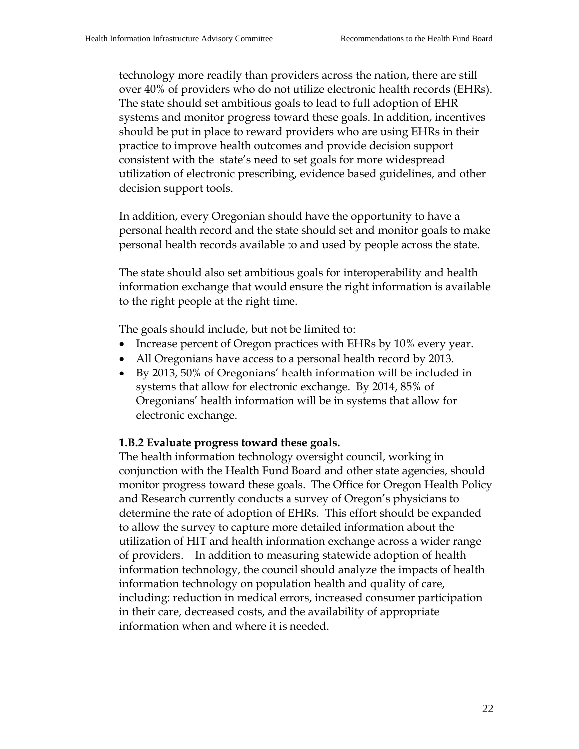technology more readily than providers across the nation, there are still over 40% of providers who do not utilize electronic health records (EHRs). The state should set ambitious goals to lead to full adoption of EHR systems and monitor progress toward these goals. In addition, incentives should be put in place to reward providers who are using EHRs in their practice to improve health outcomes and provide decision support consistent with the state's need to set goals for more widespread utilization of electronic prescribing, evidence based guidelines, and other decision support tools.

In addition, every Oregonian should have the opportunity to have a personal health record and the state should set and monitor goals to make personal health records available to and used by people across the state.

The state should also set ambitious goals for interoperability and health information exchange that would ensure the right information is available to the right people at the right time.

The goals should include, but not be limited to:

- Increase percent of Oregon practices with EHRs by 10% every year.
- All Oregonians have access to a personal health record by 2013.
- By 2013, 50% of Oregonians' health information will be included in systems that allow for electronic exchange. By 2014, 85% of Oregonians' health information will be in systems that allow for electronic exchange.

**1.B.2 Evaluate progress toward these goals.**

The health information technology oversight council, working in conjunction with the Health Fund Board and other state agencies, should monitor progress toward these goals. The Office for Oregon Health Policy and Research currently conducts a survey of Oregon's physicians to determine the rate of adoption of EHRs. This effort should be expanded to allow the survey to capture more detailed information about the utilization of HIT and health information exchange across a wider range of providers. In addition to measuring statewide adoption of health information technology, the council should analyze the impacts of health information technology on population health and quality of care, including: reduction in medical errors, increased consumer participation in their care, decreased costs, and the availability of appropriate information when and where it is needed.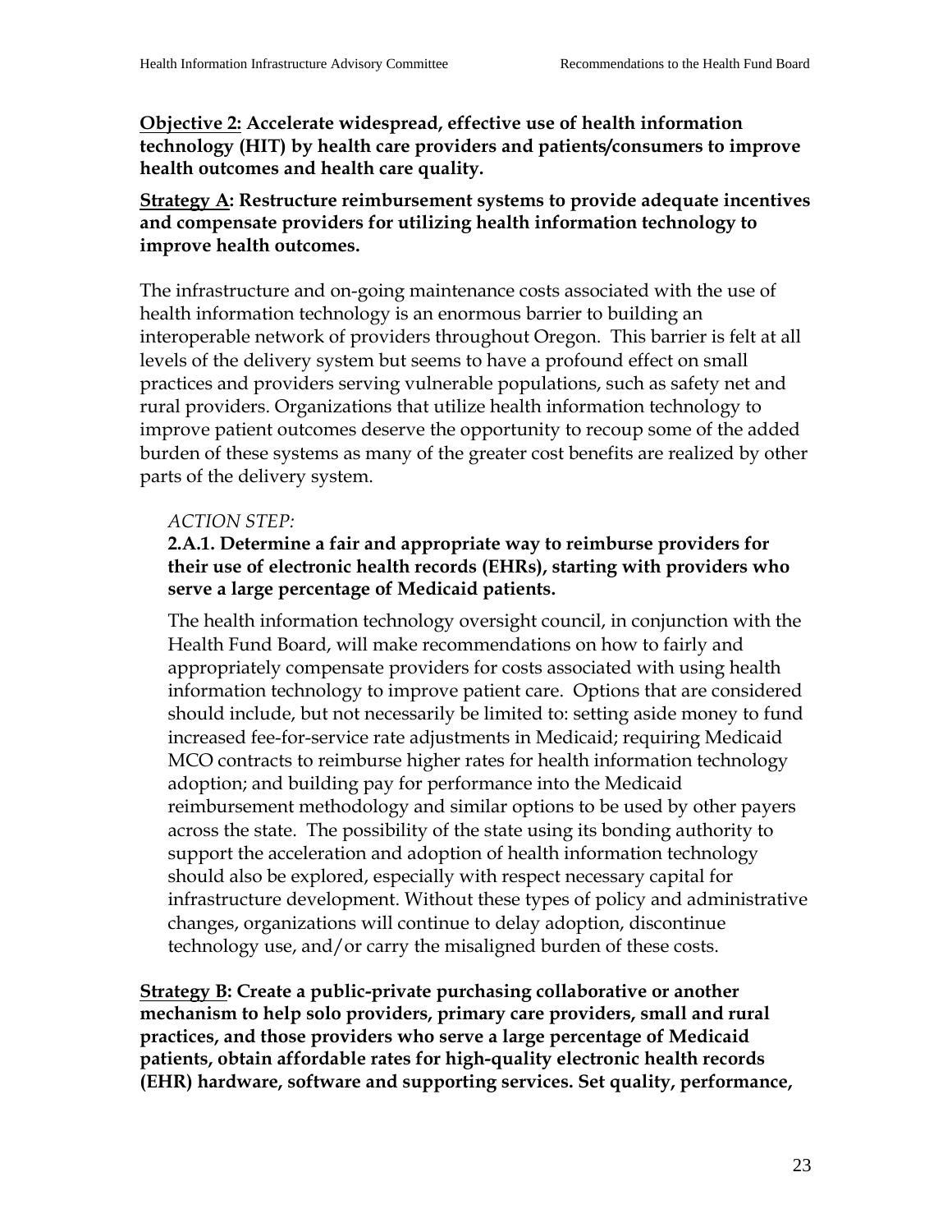**<u>Objective 2:</u> Accelerate widespread, effective use of health information technology (HIT) by health care providers and patients/consumers to improve health outcomes and health care quality.**

**<u>Strategy A</u>: Restructure reimbursement systems to provide adequate incentives and compensate providers for utilizing health information technology to improve health outcomes.**

The infrastructure and on-going maintenance costs associated with the use of health information technology is an enormous barrier to building an interoperable network of providers throughout Oregon. This barrier is felt at all levels of the delivery system but seems to have a profound effect on small practices and providers serving vulnerable populations, such as safety net and rural providers. Organizations that utilize health information technology to improve patient outcomes deserve the opportunity to recoup some of the added burden of these systems as many of the greater cost benefits are realized by other parts of the delivery system.

*ACTION STEP:*

**2.A.1. Determine a fair and appropriate way to reimburse providers for their use of electronic health records (EHRs), starting with providers who serve a large percentage of Medicaid patients.**

The health information technology oversight council, in conjunction with the Health Fund Board, will make recommendations on how to fairly and appropriately compensate providers for costs associated with using health information technology to improve patient care. Options that are considered should include, but not necessarily be limited to: setting aside money to fund increased fee-for-service rate adjustments in Medicaid; requiring Medicaid MCO contracts to reimburse higher rates for health information technology adoption; and building pay for performance into the Medicaid reimbursement methodology and similar options to be used by other payers across the state. The possibility of the state using its bonding authority to support the acceleration and adoption of health information technology should also be explored, especially with respect necessary capital for infrastructure development. Without these types of policy and administrative changes, organizations will continue to delay adoption, discontinue technology use, and/or carry the misaligned burden of these costs.

**<u>Strategy B</u>: Create a public-private purchasing collaborative or another mechanism to help solo providers, primary care providers, small and rural practices, and those providers who serve a large percentage of Medicaid patients, obtain affordable rates for high-quality electronic health records (EHR) hardware, software and supporting services. Set quality, performance,**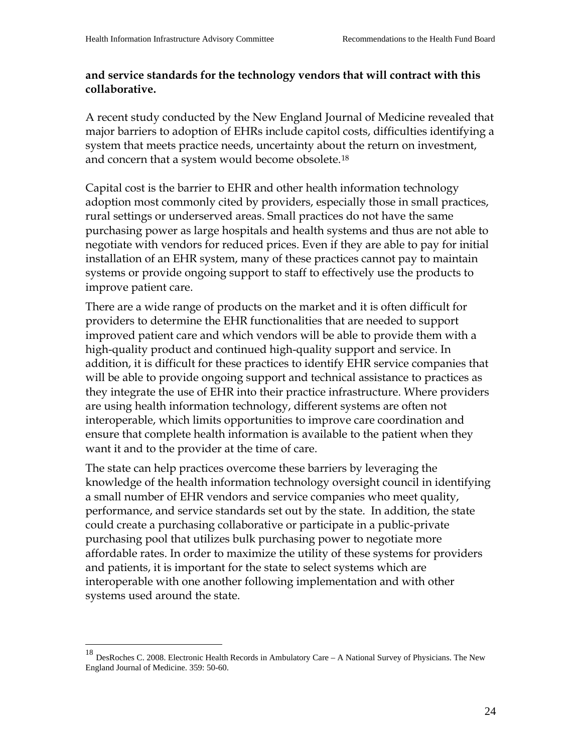**and service standards for the technology vendors that will contract with this collaborative.**

A recent study conducted by the New England Journal of Medicine revealed that major barriers to adoption of EHRs include capitol costs, difficulties identifying a system that meets practice needs, uncertainty about the return on investment, and concern that a system would become obsolete.[18]

Capital cost is the barrier to EHR and other health information technology adoption most commonly cited by providers, especially those in small practices, rural settings or underserved areas. Small practices do not have the same purchasing power as large hospitals and health systems and thus are not able to negotiate with vendors for reduced prices. Even if they are able to pay for initial installation of an EHR system, many of these practices cannot pay to maintain systems or provide ongoing support to staff to effectively use the products to improve patient care.

There are a wide range of products on the market and it is often difficult for providers to determine the EHR functionalities that are needed to support improved patient care and which vendors will be able to provide them with a high-quality product and continued high-quality support and service. In addition, it is difficult for these practices to identify EHR service companies that will be able to provide ongoing support and technical assistance to practices as they integrate the use of EHR into their practice infrastructure. Where providers are using health information technology, different systems are often not interoperable, which limits opportunities to improve care coordination and ensure that complete health information is available to the patient when they want it and to the provider at the time of care.

The state can help practices overcome these barriers by leveraging the knowledge of the health information technology oversight council in identifying a small number of EHR vendors and service companies who meet quality, performance, and service standards set out by the state. In addition, the state could create a purchasing collaborative or participate in a public-private purchasing pool that utilizes bulk purchasing power to negotiate more affordable rates. In order to maximize the utility of these systems for providers and patients, it is important for the state to select systems which are interoperable with one another following implementation and with other systems used around the state.

---

[18] DesRoches C. 2008. Electronic Health Records in Ambulatory Care – A National Survey of Physicians. The New England Journal of Medicine. 359: 50-60.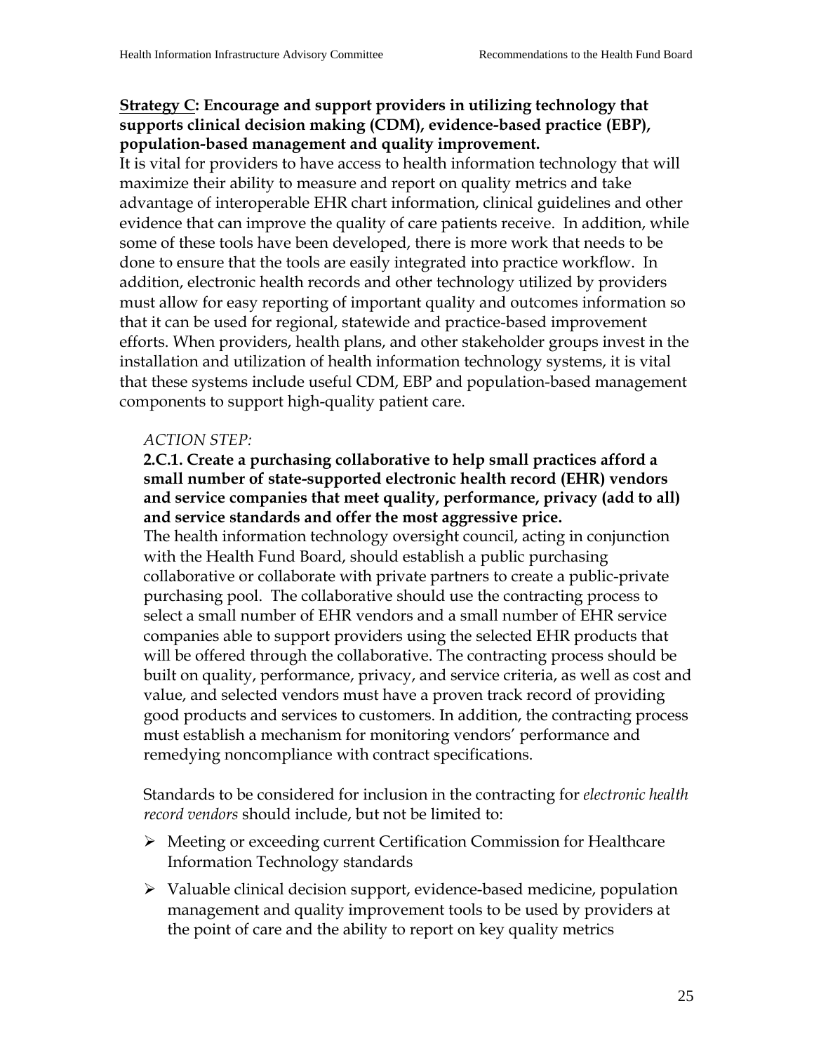**<u>Strategy C</u>: Encourage and support providers in utilizing technology that supports clinical decision making (CDM), evidence-based practice (EBP), population-based management and quality improvement.**

It is vital for providers to have access to health information technology that will maximize their ability to measure and report on quality metrics and take advantage of interoperable EHR chart information, clinical guidelines and other evidence that can improve the quality of care patients receive. In addition, while some of these tools have been developed, there is more work that needs to be done to ensure that the tools are easily integrated into practice workflow. In addition, electronic health records and other technology utilized by providers must allow for easy reporting of important quality and outcomes information so that it can be used for regional, statewide and practice-based improvement efforts. When providers, health plans, and other stakeholder groups invest in the installation and utilization of health information technology systems, it is vital that these systems include useful CDM, EBP and population-based management components to support high-quality patient care.

*ACTION STEP:*

**2.C.1. Create a purchasing collaborative to help small practices afford a small number of state-supported electronic health record (EHR) vendors and service companies that meet quality, performance, privacy (add to all) and service standards and offer the most aggressive price.**

The health information technology oversight council, acting in conjunction with the Health Fund Board, should establish a public purchasing collaborative or collaborate with private partners to create a public-private purchasing pool. The collaborative should use the contracting process to select a small number of EHR vendors and a small number of EHR service companies able to support providers using the selected EHR products that will be offered through the collaborative. The contracting process should be built on quality, performance, privacy, and service criteria, as well as cost and value, and selected vendors must have a proven track record of providing good products and services to customers. In addition, the contracting process must establish a mechanism for monitoring vendors' performance and remedying noncompliance with contract specifications.

Standards to be considered for inclusion in the contracting for *electronic health record vendors* should include, but not be limited to:

- Meeting or exceeding current Certification Commission for Healthcare Information Technology standards
- Valuable clinical decision support, evidence-based medicine, population management and quality improvement tools to be used by providers at the point of care and the ability to report on key quality metrics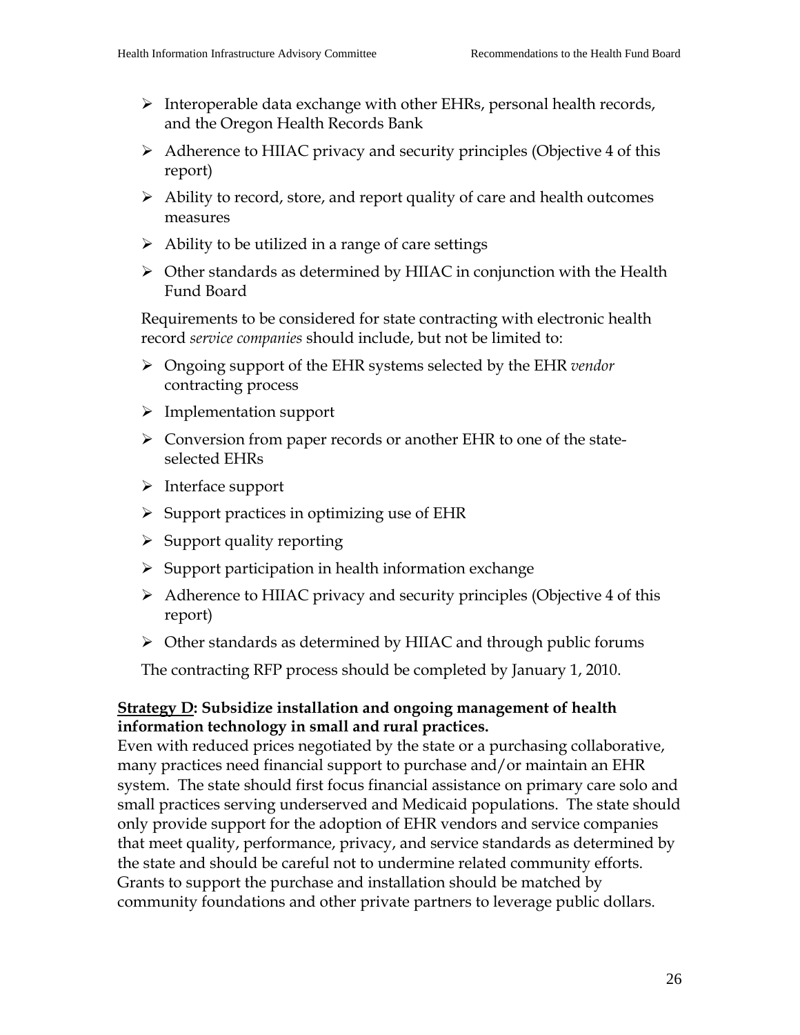- Interoperable data exchange with other EHRs, personal health records, and the Oregon Health Records Bank
- Adherence to HIIAC privacy and security principles (Objective 4 of this report)
- Ability to record, store, and report quality of care and health outcomes measures
- Ability to be utilized in a range of care settings
- Other standards as determined by HIIAC in conjunction with the Health Fund Board

Requirements to be considered for state contracting with electronic health record *service companies* should include, but not be limited to:

- Ongoing support of the EHR systems selected by the EHR *vendor* contracting process
- Implementation support
- Conversion from paper records or another EHR to one of the state-selected EHRs
- Interface support
- Support practices in optimizing use of EHR
- Support quality reporting
- Support participation in health information exchange
- Adherence to HIIAC privacy and security principles (Objective 4 of this report)
- Other standards as determined by HIIAC and through public forums

The contracting RFP process should be completed by January 1, 2010.

**<u>Strategy D</u>: Subsidize installation and ongoing management of health information technology in small and rural practices.**

Even with reduced prices negotiated by the state or a purchasing collaborative, many practices need financial support to purchase and/or maintain an EHR system. The state should first focus financial assistance on primary care solo and small practices serving underserved and Medicaid populations. The state should only provide support for the adoption of EHR vendors and service companies that meet quality, performance, privacy, and service standards as determined by the state and should be careful not to undermine related community efforts. Grants to support the purchase and installation should be matched by community foundations and other private partners to leverage public dollars.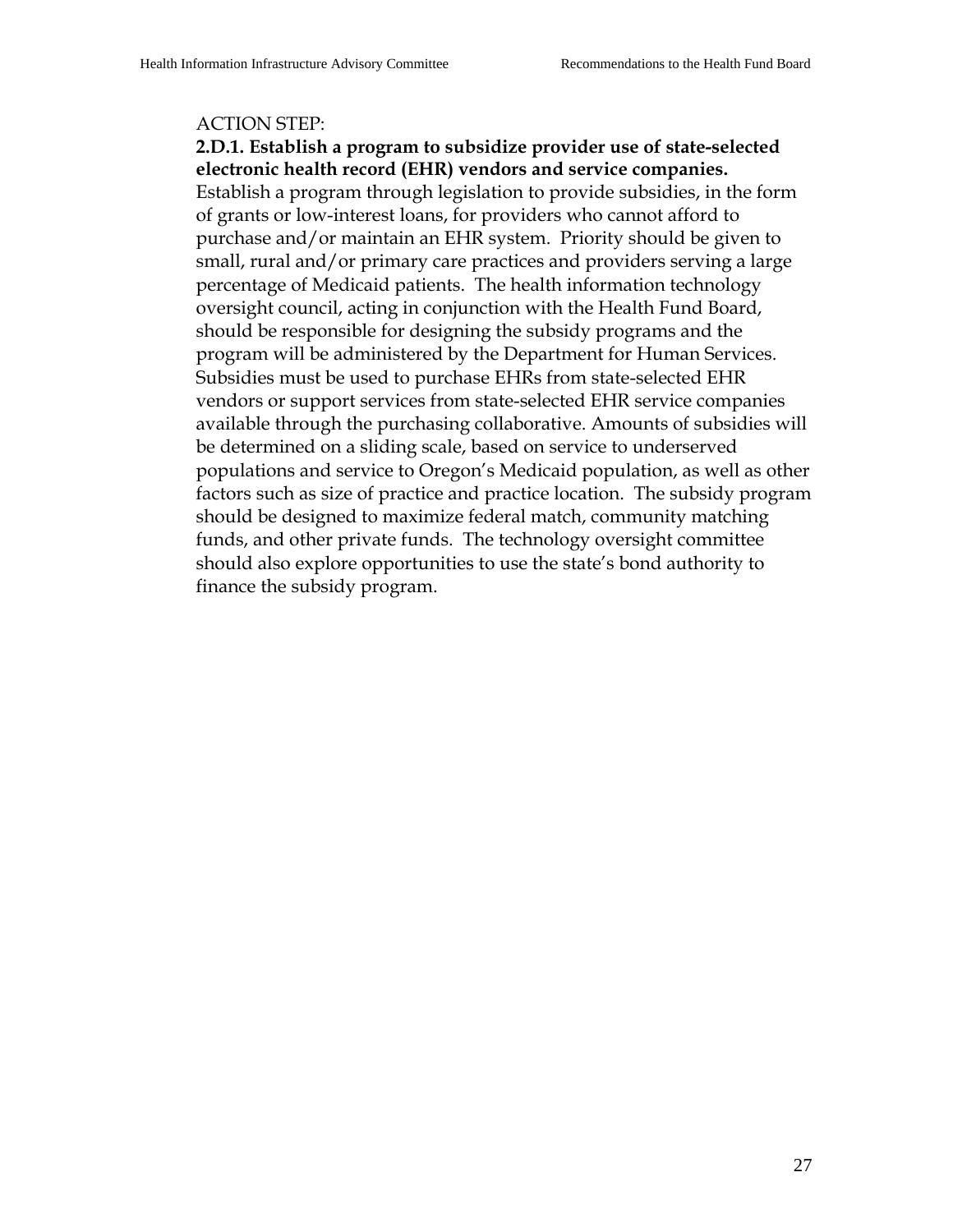ACTION STEP:

**2.D.1. Establish a program to subsidize provider use of state-selected electronic health record (EHR) vendors and service companies.**

Establish a program through legislation to provide subsidies, in the form of grants or low-interest loans, for providers who cannot afford to purchase and/or maintain an EHR system. Priority should be given to small, rural and/or primary care practices and providers serving a large percentage of Medicaid patients. The health information technology oversight council, acting in conjunction with the Health Fund Board, should be responsible for designing the subsidy programs and the program will be administered by the Department for Human Services. Subsidies must be used to purchase EHRs from state-selected EHR vendors or support services from state-selected EHR service companies available through the purchasing collaborative. Amounts of subsidies will be determined on a sliding scale, based on service to underserved populations and service to Oregon's Medicaid population, as well as other factors such as size of practice and practice location. The subsidy program should be designed to maximize federal match, community matching funds, and other private funds. The technology oversight committee should also explore opportunities to use the state's bond authority to finance the subsidy program.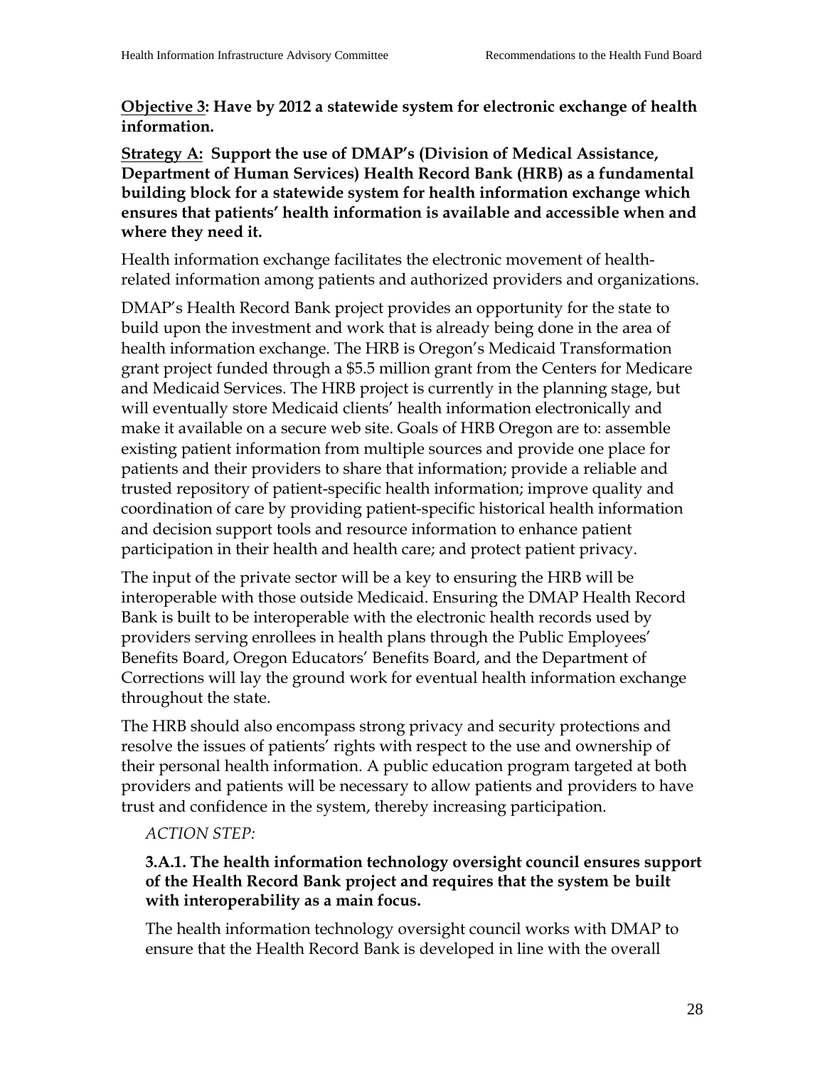**<u>Objective 3</u>: Have by 2012 a statewide system for electronic exchange of health information.**

**<u>Strategy A</u>: Support the use of DMAP's (Division of Medical Assistance, Department of Human Services) Health Record Bank (HRB) as a fundamental building block for a statewide system for health information exchange which ensures that patients' health information is available and accessible when and where they need it.**

Health information exchange facilitates the electronic movement of health-related information among patients and authorized providers and organizations.

DMAP's Health Record Bank project provides an opportunity for the state to build upon the investment and work that is already being done in the area of health information exchange. The HRB is Oregon's Medicaid Transformation grant project funded through a $5.5 million grant from the Centers for Medicare and Medicaid Services. The HRB project is currently in the planning stage, but will eventually store Medicaid clients' health information electronically and make it available on a secure web site. Goals of HRB Oregon are to: assemble existing patient information from multiple sources and provide one place for patients and their providers to share that information; provide a reliable and trusted repository of patient-specific health information; improve quality and coordination of care by providing patient-specific historical health information and decision support tools and resource information to enhance patient participation in their health and health care; and protect patient privacy.

The input of the private sector will be a key to ensuring the HRB will be interoperable with those outside Medicaid. Ensuring the DMAP Health Record Bank is built to be interoperable with the electronic health records used by providers serving enrollees in health plans through the Public Employees' Benefits Board, Oregon Educators' Benefits Board, and the Department of Corrections will lay the ground work for eventual health information exchange throughout the state.

The HRB should also encompass strong privacy and security protections and resolve the issues of patients' rights with respect to the use and ownership of their personal health information. A public education program targeted at both providers and patients will be necessary to allow patients and providers to have trust and confidence in the system, thereby increasing participation.

*ACTION STEP:*

**3.A.1. The health information technology oversight council ensures support of the Health Record Bank project and requires that the system be built with interoperability as a main focus.**

The health information technology oversight council works with DMAP to ensure that the Health Record Bank is developed in line with the overall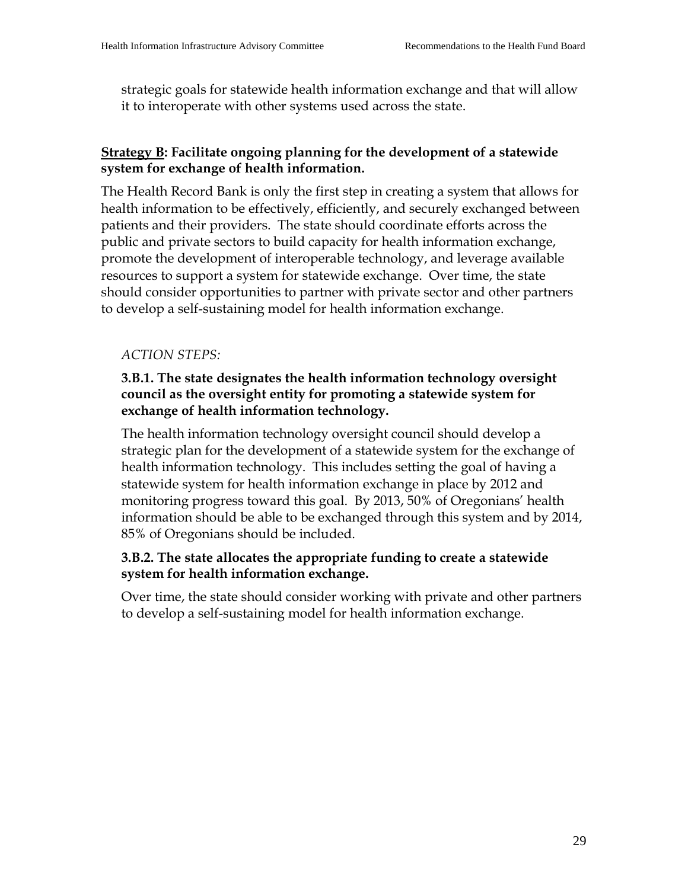strategic goals for statewide health information exchange and that will allow it to interoperate with other systems used across the state.

**<u>Strategy B</u>: Facilitate ongoing planning for the development of a statewide system for exchange of health information.**

The Health Record Bank is only the first step in creating a system that allows for health information to be effectively, efficiently, and securely exchanged between patients and their providers. The state should coordinate efforts across the public and private sectors to build capacity for health information exchange, promote the development of interoperable technology, and leverage available resources to support a system for statewide exchange. Over time, the state should consider opportunities to partner with private sector and other partners to develop a self-sustaining model for health information exchange.

*ACTION STEPS:*

**3.B.1. The state designates the health information technology oversight council as the oversight entity for promoting a statewide system for exchange of health information technology.**

The health information technology oversight council should develop a strategic plan for the development of a statewide system for the exchange of health information technology. This includes setting the goal of having a statewide system for health information exchange in place by 2012 and monitoring progress toward this goal. By 2013, 50% of Oregonians' health information should be able to be exchanged through this system and by 2014, 85% of Oregonians should be included.

**3.B.2. The state allocates the appropriate funding to create a statewide system for health information exchange.**

Over time, the state should consider working with private and other partners to develop a self-sustaining model for health information exchange.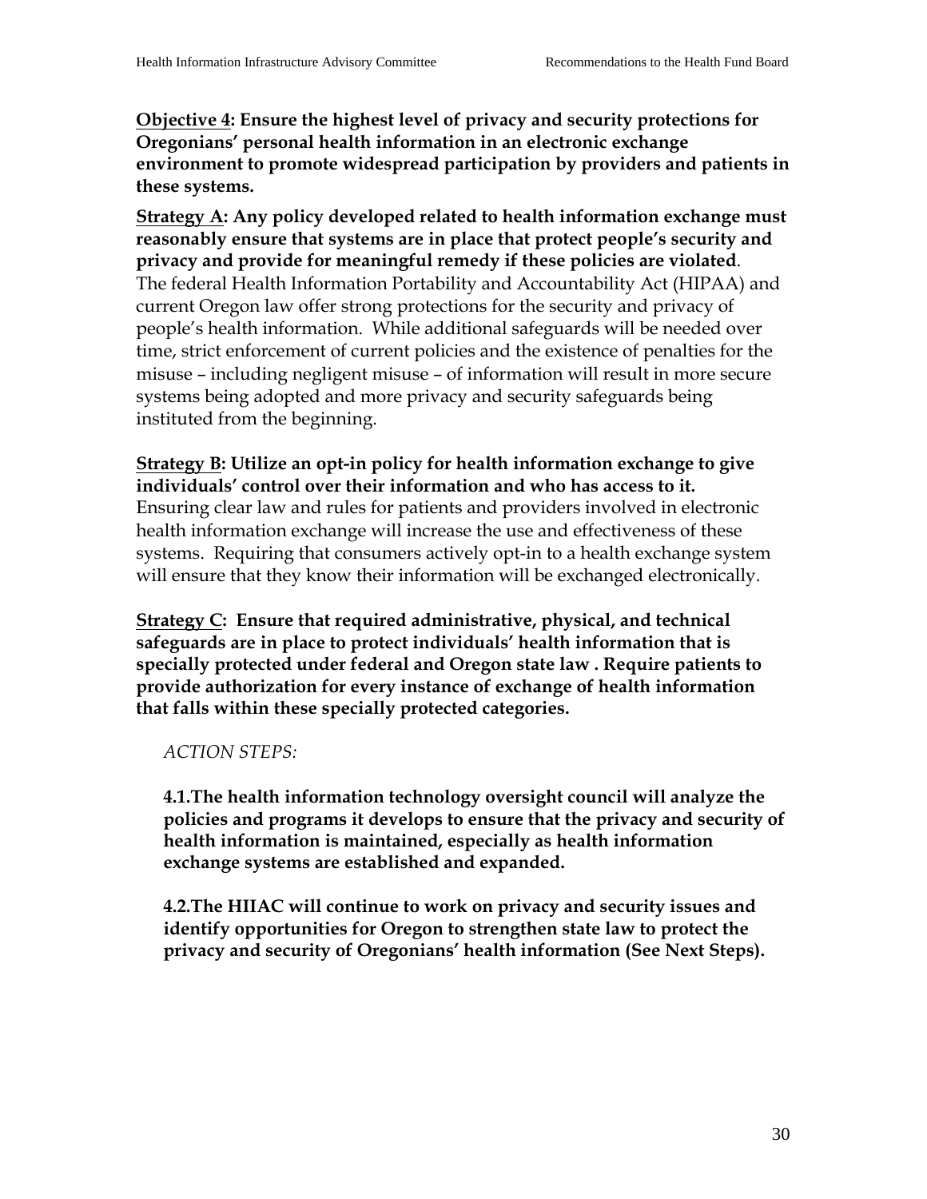**<u>Objective 4</u>: Ensure the highest level of privacy and security protections for Oregonians' personal health information in an electronic exchange environment to promote widespread participation by providers and patients in these systems.**

**<u>Strategy A</u>: Any policy developed related to health information exchange must reasonably ensure that systems are in place that protect people's security and privacy and provide for meaningful remedy if these policies are violated**. The federal Health Information Portability and Accountability Act (HIPAA) and current Oregon law offer strong protections for the security and privacy of people's health information. While additional safeguards will be needed over time, strict enforcement of current policies and the existence of penalties for the misuse – including negligent misuse – of information will result in more secure systems being adopted and more privacy and security safeguards being instituted from the beginning.

**<u>Strategy B</u>: Utilize an opt-in policy for health information exchange to give individuals' control over their information and who has access to it.** Ensuring clear law and rules for patients and providers involved in electronic health information exchange will increase the use and effectiveness of these systems. Requiring that consumers actively opt-in to a health exchange system will ensure that they know their information will be exchanged electronically.

**<u>Strategy C</u>: Ensure that required administrative, physical, and technical safeguards are in place to protect individuals' health information that is specially protected under federal and Oregon state law . Require patients to provide authorization for every instance of exchange of health information that falls within these specially protected categories.**

*ACTION STEPS:*

**4.1.The health information technology oversight council will analyze the policies and programs it develops to ensure that the privacy and security of health information is maintained, especially as health information exchange systems are established and expanded.**

**4.2.The HIIAC will continue to work on privacy and security issues and identify opportunities for Oregon to strengthen state law to protect the privacy and security of Oregonians' health information (See Next Steps).**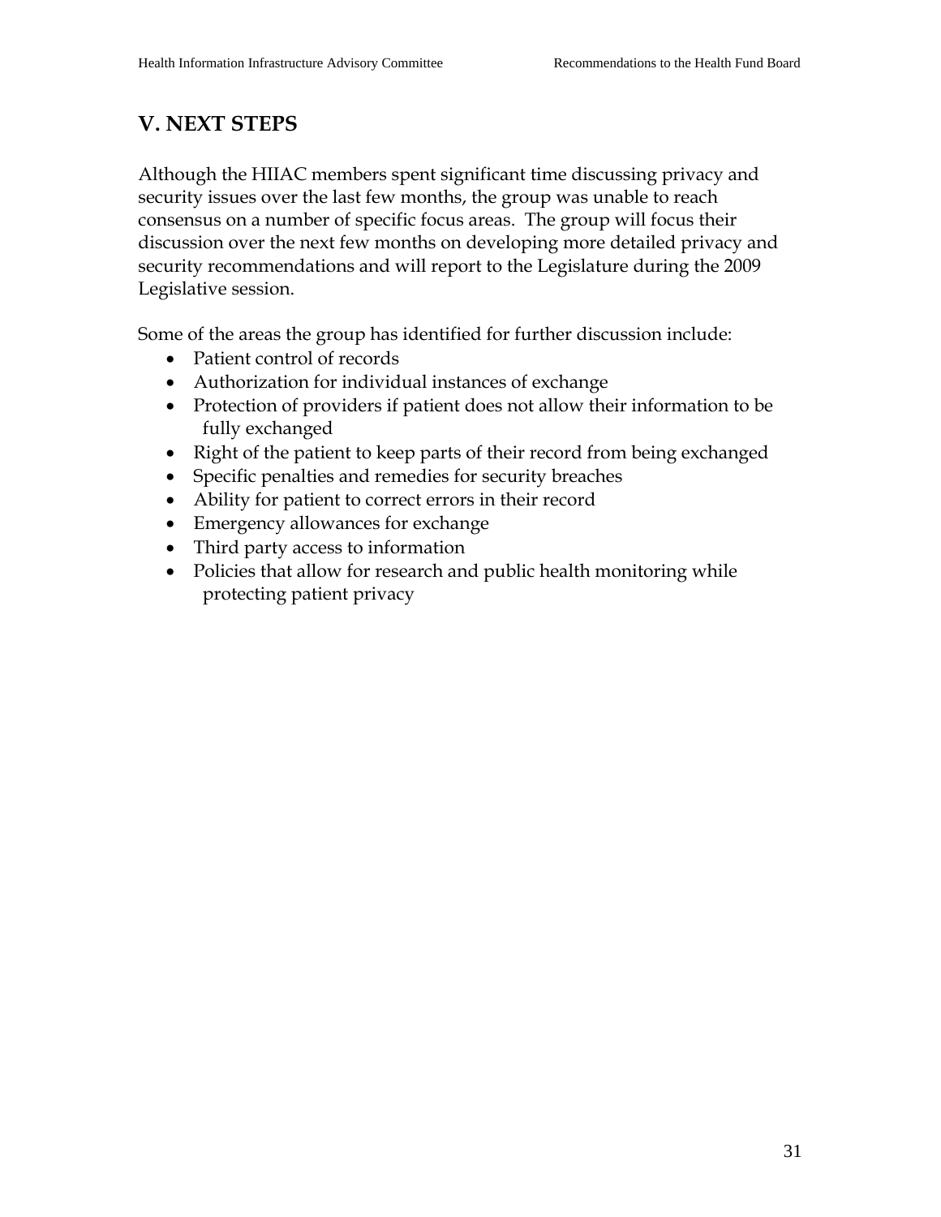## V. NEXT STEPS

Although the HIIAC members spent significant time discussing privacy and security issues over the last few months, the group was unable to reach consensus on a number of specific focus areas. The group will focus their discussion over the next few months on developing more detailed privacy and security recommendations and will report to the Legislature during the 2009 Legislative session.

Some of the areas the group has identified for further discussion include:

- Patient control of records
- Authorization for individual instances of exchange
- Protection of providers if patient does not allow their information to be fully exchanged
- Right of the patient to keep parts of their record from being exchanged
- Specific penalties and remedies for security breaches
- Ability for patient to correct errors in their record
- Emergency allowances for exchange
- Third party access to information
- Policies that allow for research and public health monitoring while protecting patient privacy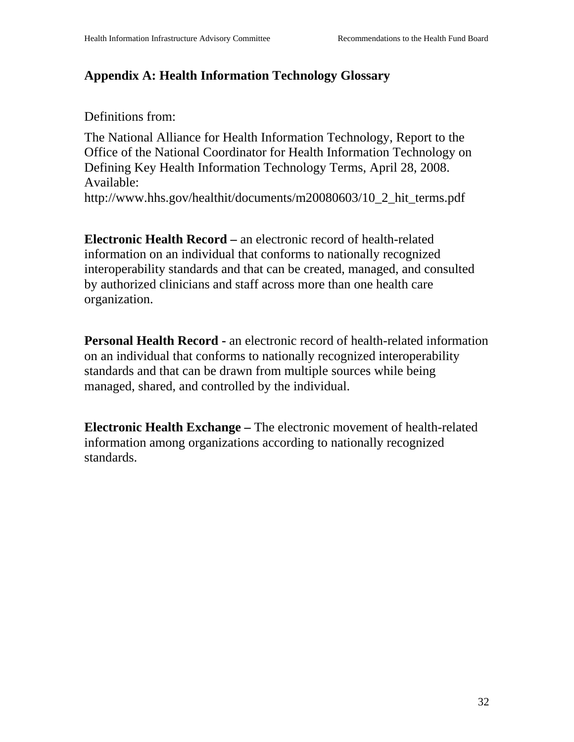## Appendix A: Health Information Technology Glossary

Definitions from:

The National Alliance for Health Information Technology, Report to the Office of the National Coordinator for Health Information Technology on Defining Key Health Information Technology Terms, April 28, 2008. Available: http://www.hhs.gov/healthit/documents/m20080603/10_2_hit_terms.pdf

**Electronic Health Record –** an electronic record of health-related information on an individual that conforms to nationally recognized interoperability standards and that can be created, managed, and consulted by authorized clinicians and staff across more than one health care organization.

**Personal Health Record -** an electronic record of health-related information on an individual that conforms to nationally recognized interoperability standards and that can be drawn from multiple sources while being managed, shared, and controlled by the individual.

**Electronic Health Exchange –** The electronic movement of health-related information among organizations according to nationally recognized standards.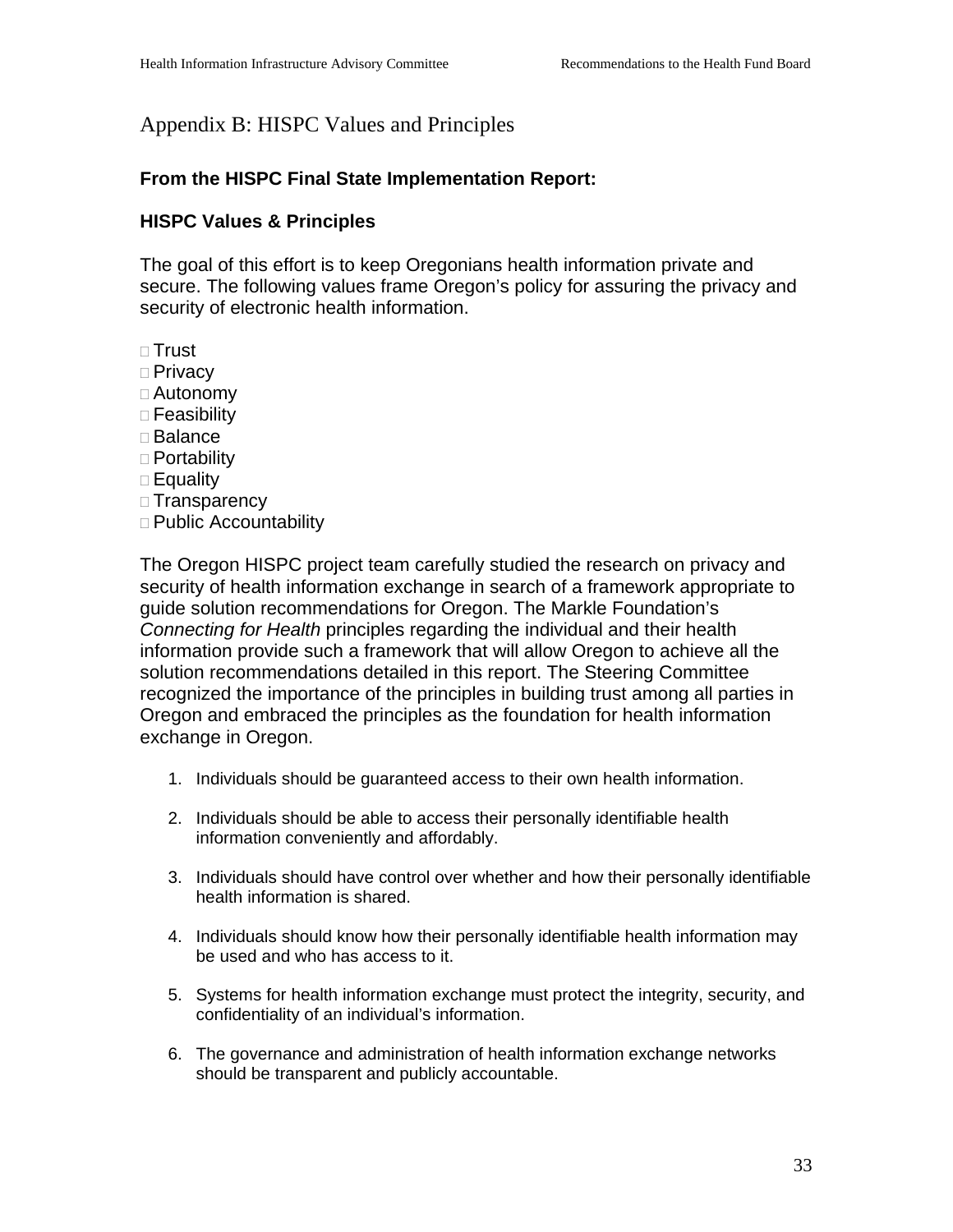# Appendix B: HISPC Values and Principles

**From the HISPC Final State Implementation Report:**

**HISPC Values & Principles**

The goal of this effort is to keep Oregonians health information private and secure. The following values frame Oregon's policy for assuring the privacy and security of electronic health information.

- Trust
- Privacy
- Autonomy
- Feasibility
- Balance
- Portability
- Equality
- Transparency
- Public Accountability

The Oregon HISPC project team carefully studied the research on privacy and security of health information exchange in search of a framework appropriate to guide solution recommendations for Oregon. The Markle Foundation's *Connecting for Health* principles regarding the individual and their health information provide such a framework that will allow Oregon to achieve all the solution recommendations detailed in this report. The Steering Committee recognized the importance of the principles in building trust among all parties in Oregon and embraced the principles as the foundation for health information exchange in Oregon.

1. Individuals should be guaranteed access to their own health information.
2. Individuals should be able to access their personally identifiable health information conveniently and affordably.
3. Individuals should have control over whether and how their personally identifiable health information is shared.
4. Individuals should know how their personally identifiable health information may be used and who has access to it.
5. Systems for health information exchange must protect the integrity, security, and confidentiality of an individual's information.
6. The governance and administration of health information exchange networks should be transparent and publicly accountable.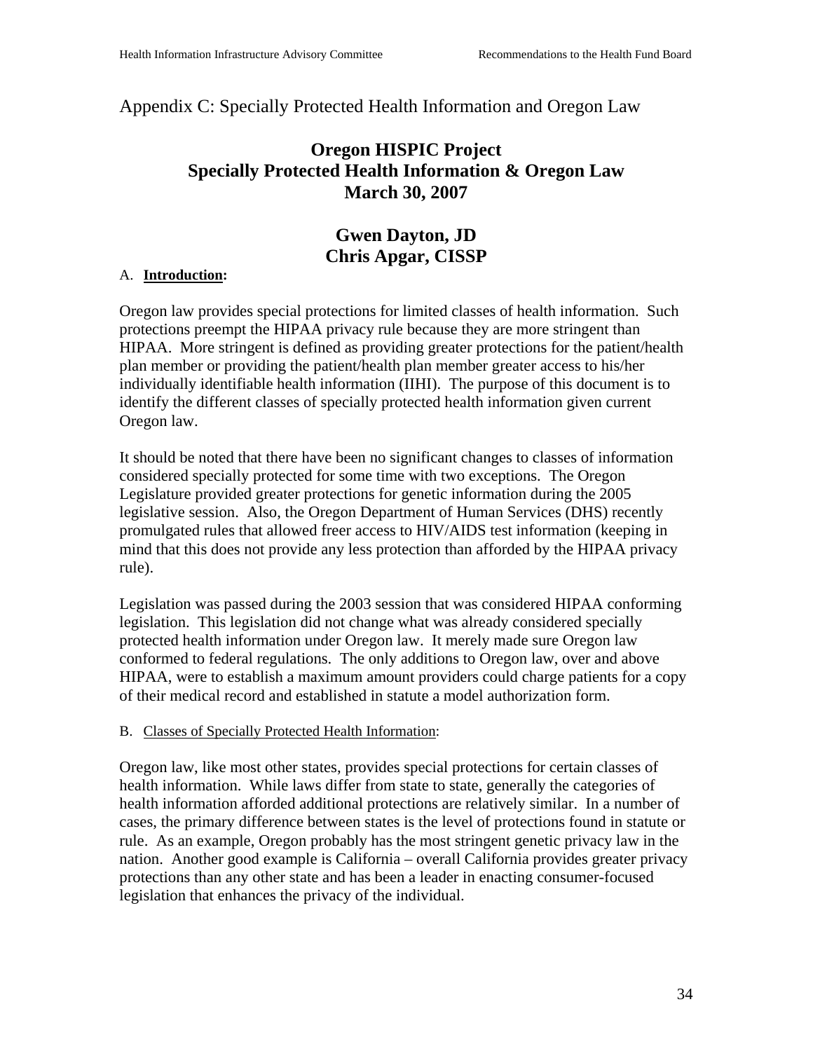# Appendix C: Specially Protected Health Information and Oregon Law

## Oregon HISPIC Project
## Specially Protected Health Information & Oregon Law
## March 30, 2007

### Gwen Dayton, JD
### Chris Apgar, CISSP

A. **Introduction:**

Oregon law provides special protections for limited classes of health information. Such protections preempt the HIPAA privacy rule because they are more stringent than HIPAA. More stringent is defined as providing greater protections for the patient/health plan member or providing the patient/health plan member greater access to his/her individually identifiable health information (IIHI). The purpose of this document is to identify the different classes of specially protected health information given current Oregon law.

It should be noted that there have been no significant changes to classes of information considered specially protected for some time with two exceptions. The Oregon Legislature provided greater protections for genetic information during the 2005 legislative session. Also, the Oregon Department of Human Services (DHS) recently promulgated rules that allowed freer access to HIV/AIDS test information (keeping in mind that this does not provide any less protection than afforded by the HIPAA privacy rule).

Legislation was passed during the 2003 session that was considered HIPAA conforming legislation. This legislation did not change what was already considered specially protected health information under Oregon law. It merely made sure Oregon law conformed to federal regulations. The only additions to Oregon law, over and above HIPAA, were to establish a maximum amount providers could charge patients for a copy of their medical record and established in statute a model authorization form.

B. Classes of Specially Protected Health Information:

Oregon law, like most other states, provides special protections for certain classes of health information. While laws differ from state to state, generally the categories of health information afforded additional protections are relatively similar. In a number of cases, the primary difference between states is the level of protections found in statute or rule. As an example, Oregon probably has the most stringent genetic privacy law in the nation. Another good example is California – overall California provides greater privacy protections than any other state and has been a leader in enacting consumer-focused legislation that enhances the privacy of the individual.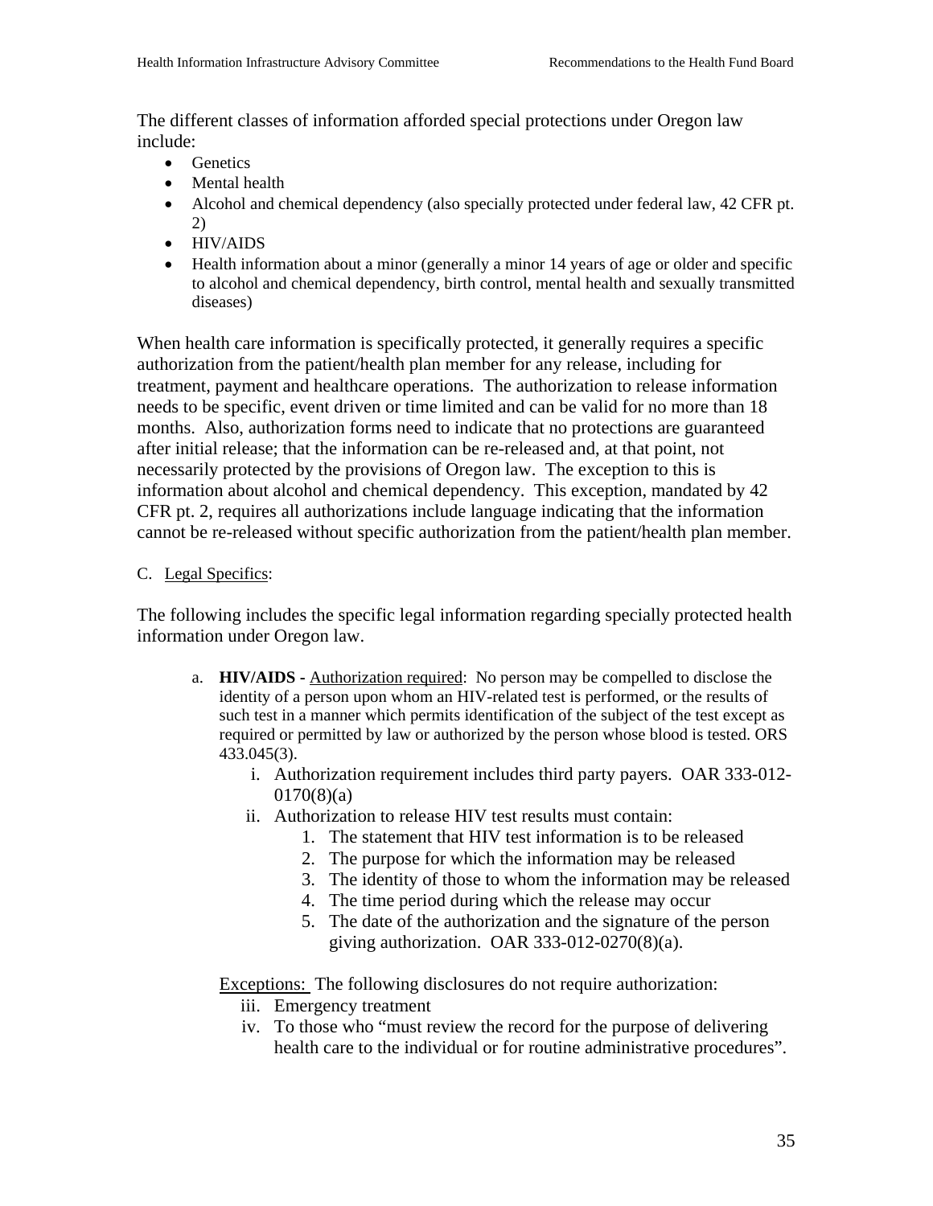The different classes of information afforded special protections under Oregon law include:

- Genetics
- Mental health
- Alcohol and chemical dependency (also specially protected under federal law, 42 CFR pt. 2)
- HIV/AIDS
- Health information about a minor (generally a minor 14 years of age or older and specific to alcohol and chemical dependency, birth control, mental health and sexually transmitted diseases)

When health care information is specifically protected, it generally requires a specific authorization from the patient/health plan member for any release, including for treatment, payment and healthcare operations. The authorization to release information needs to be specific, event driven or time limited and can be valid for no more than 18 months. Also, authorization forms need to indicate that no protections are guaranteed after initial release; that the information can be re-released and, at that point, not necessarily protected by the provisions of Oregon law. The exception to this is information about alcohol and chemical dependency. This exception, mandated by 42 CFR pt. 2, requires all authorizations include language indicating that the information cannot be re-released without specific authorization from the patient/health plan member.

C. Legal Specifics:

The following includes the specific legal information regarding specially protected health information under Oregon law.

a. **HIV/AIDS** - Authorization required: No person may be compelled to disclose the identity of a person upon whom an HIV-related test is performed, or the results of such test in a manner which permits identification of the subject of the test except as required or permitted by law or authorized by the person whose blood is tested. ORS 433.045(3).

   i. Authorization requirement includes third party payers. OAR 333-012-0170(8)(a)

   ii. Authorization to release HIV test results must contain:
      1. The statement that HIV test information is to be released
      2. The purpose for which the information may be released
      3. The identity of those to whom the information may be released
      4. The time period during which the release may occur
      5. The date of the authorization and the signature of the person giving authorization. OAR 333-012-0270(8)(a).

   Exceptions: The following disclosures do not require authorization:

   iii. Emergency treatment

   iv. To those who “must review the record for the purpose of delivering health care to the individual or for routine administrative procedures”.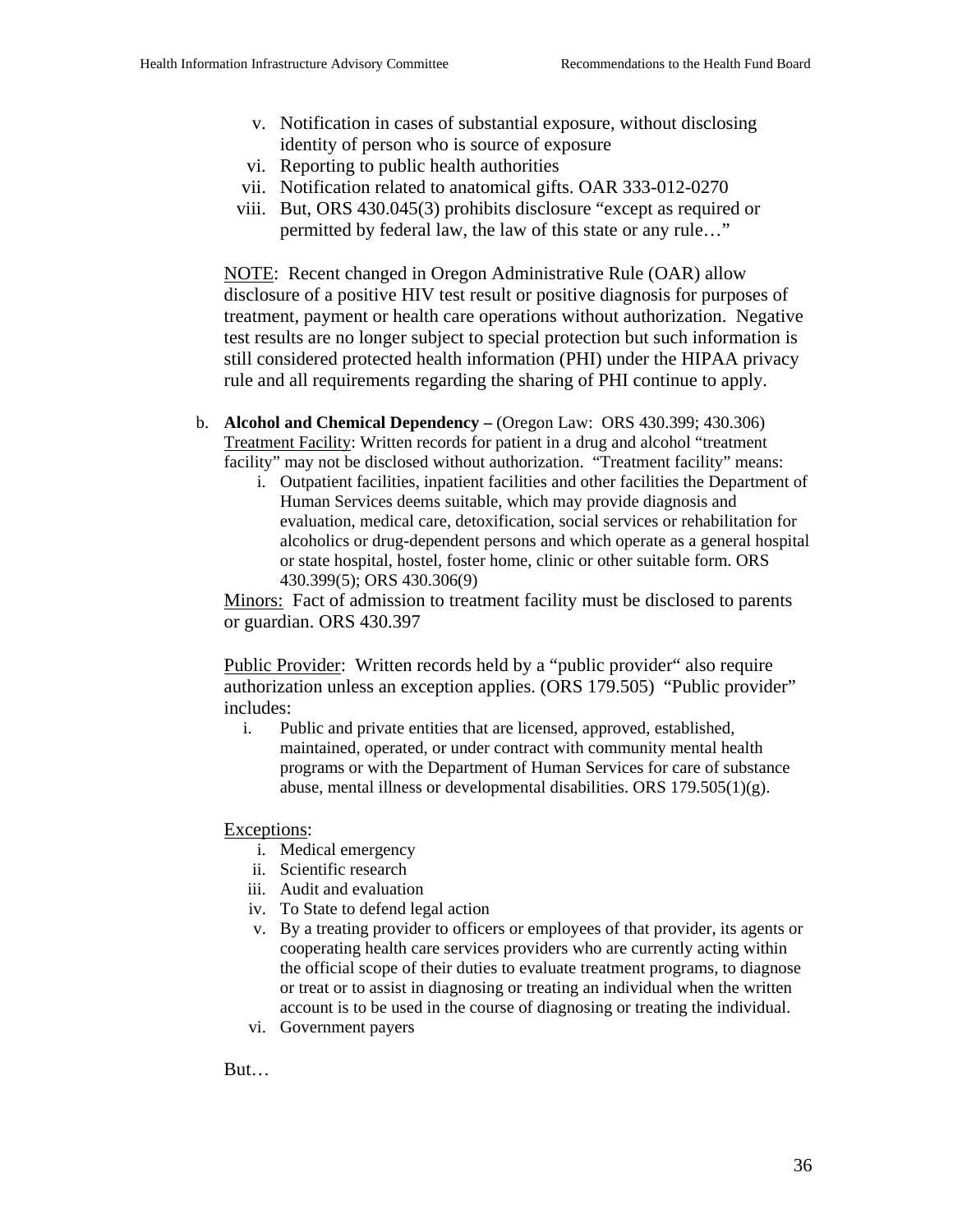v. Notification in cases of substantial exposure, without disclosing identity of person who is source of exposure
vi. Reporting to public health authorities
vii. Notification related to anatomical gifts. OAR 333-012-0270
viii. But, ORS 430.045(3) prohibits disclosure "except as required or permitted by federal law, the law of this state or any rule…"

NOTE: Recent changed in Oregon Administrative Rule (OAR) allow disclosure of a positive HIV test result or positive diagnosis for purposes of treatment, payment or health care operations without authorization. Negative test results are no longer subject to special protection but such information is still considered protected health information (PHI) under the HIPAA privacy rule and all requirements regarding the sharing of PHI continue to apply.

b. **Alcohol and Chemical Dependency –** (Oregon Law: ORS 430.399; 430.306)
Treatment Facility: Written records for patient in a drug and alcohol "treatment facility" may not be disclosed without authorization. "Treatment facility" means:

i. Outpatient facilities, inpatient facilities and other facilities the Department of Human Services deems suitable, which may provide diagnosis and evaluation, medical care, detoxification, social services or rehabilitation for alcoholics or drug-dependent persons and which operate as a general hospital or state hospital, hostel, foster home, clinic or other suitable form. ORS 430.399(5); ORS 430.306(9)

Minors: Fact of admission to treatment facility must be disclosed to parents or guardian. ORS 430.397

Public Provider: Written records held by a "public provider" also require authorization unless an exception applies. (ORS 179.505) "Public provider" includes:

i. Public and private entities that are licensed, approved, established, maintained, operated, or under contract with community mental health programs or with the Department of Human Services for care of substance abuse, mental illness or developmental disabilities. ORS 179.505(1)(g).

Exceptions:

i. Medical emergency
ii. Scientific research
iii. Audit and evaluation
iv. To State to defend legal action
v. By a treating provider to officers or employees of that provider, its agents or cooperating health care services providers who are currently acting within the official scope of their duties to evaluate treatment programs, to diagnose or treat or to assist in diagnosing or treating an individual when the written account is to be used in the course of diagnosing or treating the individual.
vi. Government payers

But…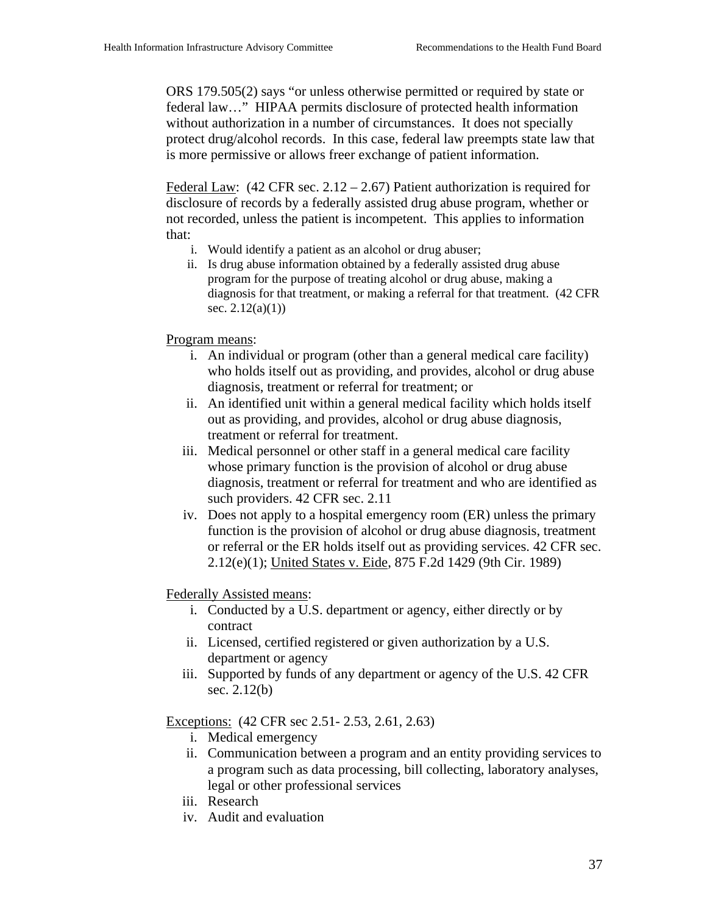ORS 179.505(2) says “or unless otherwise permitted or required by state or federal law…” HIPAA permits disclosure of protected health information without authorization in a number of circumstances. It does not specially protect drug/alcohol records. In this case, federal law preempts state law that is more permissive or allows freer exchange of patient information.

<u>Federal Law</u>: (42 CFR sec. 2.12 – 2.67) Patient authorization is required for disclosure of records by a federally assisted drug abuse program, whether or not recorded, unless the patient is incompetent. This applies to information that:

i. Would identify a patient as an alcohol or drug abuser;
ii. Is drug abuse information obtained by a federally assisted drug abuse program for the purpose of treating alcohol or drug abuse, making a diagnosis for that treatment, or making a referral for that treatment. (42 CFR sec. 2.12(a)(1))

<u>Program means</u>:

i. An individual or program (other than a general medical care facility) who holds itself out as providing, and provides, alcohol or drug abuse diagnosis, treatment or referral for treatment; or
ii. An identified unit within a general medical facility which holds itself out as providing, and provides, alcohol or drug abuse diagnosis, treatment or referral for treatment.
iii. Medical personnel or other staff in a general medical care facility whose primary function is the provision of alcohol or drug abuse diagnosis, treatment or referral for treatment and who are identified as such providers. 42 CFR sec. 2.11
iv. Does not apply to a hospital emergency room (ER) unless the primary function is the provision of alcohol or drug abuse diagnosis, treatment or referral or the ER holds itself out as providing services. 42 CFR sec. 2.12(e)(1); <u>United States v. Eide</u>, 875 F.2d 1429 (9th Cir. 1989)

<u>Federally Assisted means</u>:

i. Conducted by a U.S. department or agency, either directly or by contract
ii. Licensed, certified registered or given authorization by a U.S. department or agency
iii. Supported by funds of any department or agency of the U.S. 42 CFR sec. 2.12(b)

<u>Exceptions:</u> (42 CFR sec 2.51- 2.53, 2.61, 2.63)

i. Medical emergency
ii. Communication between a program and an entity providing services to a program such as data processing, bill collecting, laboratory analyses, legal or other professional services
iii. Research
iv. Audit and evaluation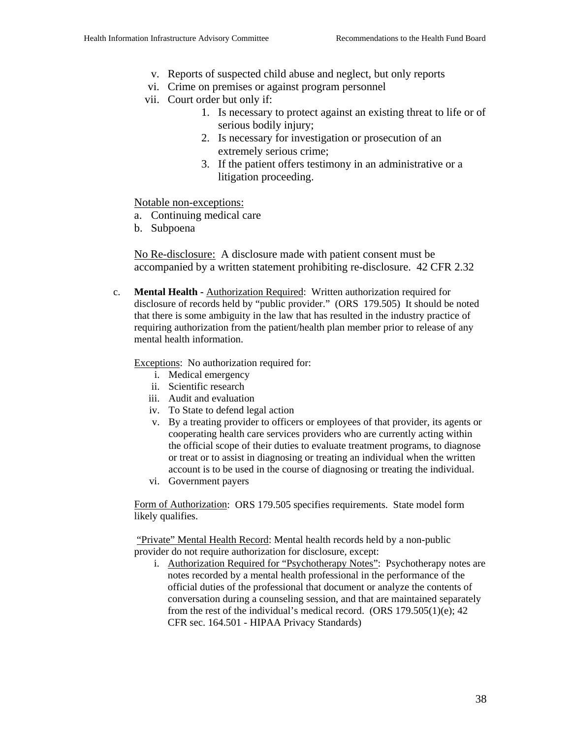v. Reports of suspected child abuse and neglect, but only reports
vi. Crime on premises or against program personnel
vii. Court order but only if:
   1. Is necessary to protect against an existing threat to life or of serious bodily injury;
   2. Is necessary for investigation or prosecution of an extremely serious crime;
   3. If the patient offers testimony in an administrative or a litigation proceeding.

Notable non-exceptions:

a. Continuing medical care
b. Subpoena

No Re-disclosure: A disclosure made with patient consent must be accompanied by a written statement prohibiting re-disclosure. 42 CFR 2.32

c. **Mental Health -** Authorization Required: Written authorization required for disclosure of records held by "public provider." (ORS 179.505) It should be noted that there is some ambiguity in the law that has resulted in the industry practice of requiring authorization from the patient/health plan member prior to release of any mental health information.

Exceptions: No authorization required for:

i. Medical emergency
ii. Scientific research
iii. Audit and evaluation
iv. To State to defend legal action
v. By a treating provider to officers or employees of that provider, its agents or cooperating health care services providers who are currently acting within the official scope of their duties to evaluate treatment programs, to diagnose or treat or to assist in diagnosing or treating an individual when the written account is to be used in the course of diagnosing or treating the individual.
vi. Government payers

Form of Authorization: ORS 179.505 specifies requirements. State model form likely qualifies.

"Private" Mental Health Record: Mental health records held by a non-public provider do not require authorization for disclosure, except:

i. Authorization Required for "Psychotherapy Notes": Psychotherapy notes are notes recorded by a mental health professional in the performance of the official duties of the professional that document or analyze the contents of conversation during a counseling session, and that are maintained separately from the rest of the individual's medical record. (ORS 179.505(1)(e); 42 CFR sec. 164.501 - HIPAA Privacy Standards)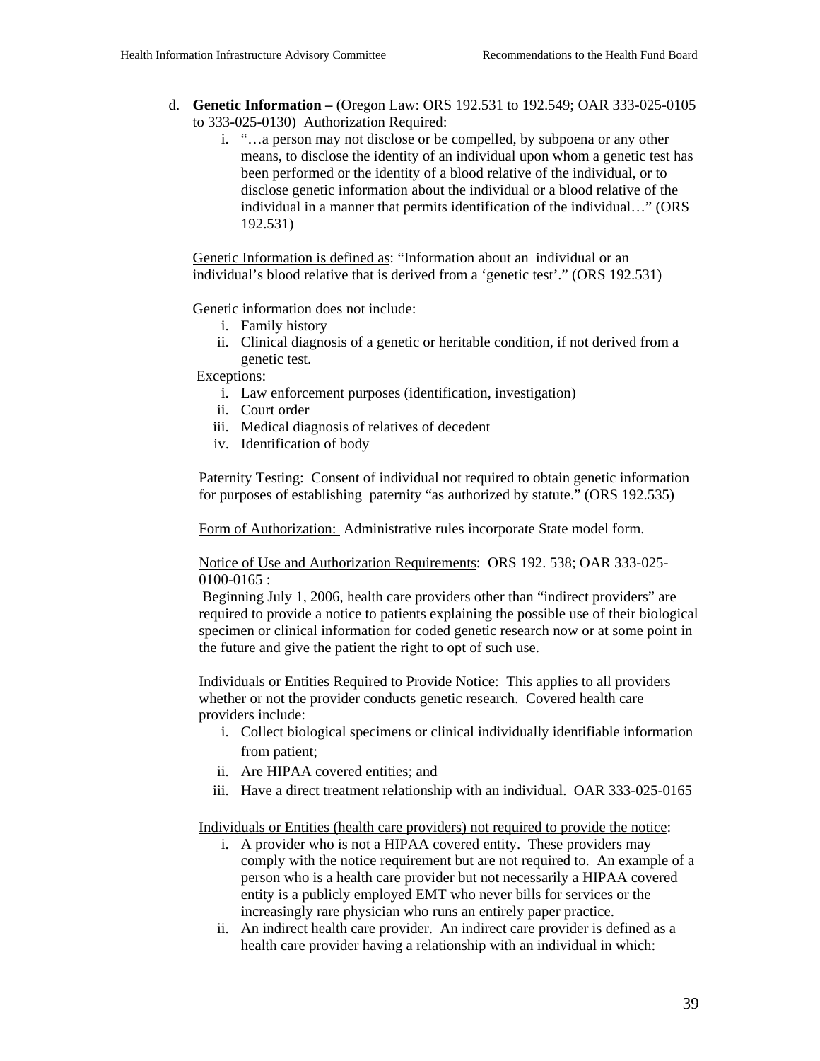d. **Genetic Information –** (Oregon Law: ORS 192.531 to 192.549; OAR 333-025-0105 to 333-025-0130) Authorization Required:

   i. "…a person may not disclose or be compelled, by subpoena or any other means, to disclose the identity of an individual upon whom a genetic test has been performed or the identity of a blood relative of the individual, or to disclose genetic information about the individual or a blood relative of the individual in a manner that permits identification of the individual…" (ORS 192.531)

   Genetic Information is defined as: "Information about an individual or an individual's blood relative that is derived from a 'genetic test'." (ORS 192.531)

   Genetic information does not include:

   i. Family history
   ii. Clinical diagnosis of a genetic or heritable condition, if not derived from a genetic test.

   Exceptions:

   i. Law enforcement purposes (identification, investigation)
   ii. Court order
   iii. Medical diagnosis of relatives of decedent
   iv. Identification of body

   Paternity Testing: Consent of individual not required to obtain genetic information for purposes of establishing paternity "as authorized by statute." (ORS 192.535)

   Form of Authorization: Administrative rules incorporate State model form.

   Notice of Use and Authorization Requirements: ORS 192. 538; OAR 333-025-0100-0165 :

   Beginning July 1, 2006, health care providers other than "indirect providers" are required to provide a notice to patients explaining the possible use of their biological specimen or clinical information for coded genetic research now or at some point in the future and give the patient the right to opt of such use.

   Individuals or Entities Required to Provide Notice: This applies to all providers whether or not the provider conducts genetic research. Covered health care providers include:

   i. Collect biological specimens or clinical individually identifiable information from patient;
   ii. Are HIPAA covered entities; and
   iii. Have a direct treatment relationship with an individual. OAR 333-025-0165

   Individuals or Entities (health care providers) not required to provide the notice:

   i. A provider who is not a HIPAA covered entity. These providers may comply with the notice requirement but are not required to. An example of a person who is a health care provider but not necessarily a HIPAA covered entity is a publicly employed EMT who never bills for services or the increasingly rare physician who runs an entirely paper practice.
   ii. An indirect health care provider. An indirect care provider is defined as a health care provider having a relationship with an individual in which: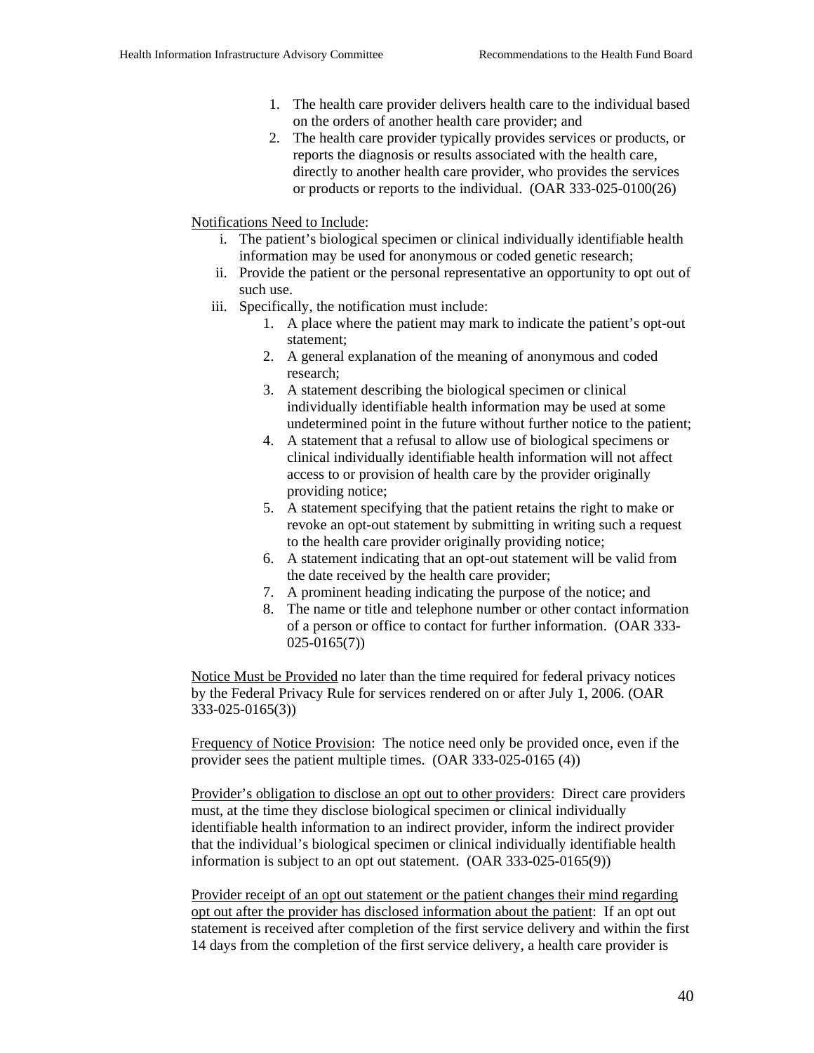1. The health care provider delivers health care to the individual based on the orders of another health care provider; and
2. The health care provider typically provides services or products, or reports the diagnosis or results associated with the health care, directly to another health care provider, who provides the services or products or reports to the individual. (OAR 333-025-0100(26)

<u>Notifications Need to Include</u>:

i. The patient's biological specimen or clinical individually identifiable health information may be used for anonymous or coded genetic research;
ii. Provide the patient or the personal representative an opportunity to opt out of such use.
iii. Specifically, the notification must include:
    1. A place where the patient may mark to indicate the patient's opt-out statement;
    2. A general explanation of the meaning of anonymous and coded research;
    3. A statement describing the biological specimen or clinical individually identifiable health information may be used at some undetermined point in the future without further notice to the patient;
    4. A statement that a refusal to allow use of biological specimens or clinical individually identifiable health information will not affect access to or provision of health care by the provider originally providing notice;
    5. A statement specifying that the patient retains the right to make or revoke an opt-out statement by submitting in writing such a request to the health care provider originally providing notice;
    6. A statement indicating that an opt-out statement will be valid from the date received by the health care provider;
    7. A prominent heading indicating the purpose of the notice; and
    8. The name or title and telephone number or other contact information of a person or office to contact for further information. (OAR 333-025-0165(7))

<u>Notice Must be Provided</u> no later than the time required for federal privacy notices by the Federal Privacy Rule for services rendered on or after July 1, 2006. (OAR 333-025-0165(3))

<u>Frequency of Notice Provision</u>: The notice need only be provided once, even if the provider sees the patient multiple times. (OAR 333-025-0165 (4))

<u>Provider's obligation to disclose an opt out to other providers</u>: Direct care providers must, at the time they disclose biological specimen or clinical individually identifiable health information to an indirect provider, inform the indirect provider that the individual's biological specimen or clinical individually identifiable health information is subject to an opt out statement. (OAR 333-025-0165(9))

<u>Provider receipt of an opt out statement or the patient changes their mind regarding opt out after the provider has disclosed information about the patient</u>: If an opt out statement is received after completion of the first service delivery and within the first 14 days from the completion of the first service delivery, a health care provider is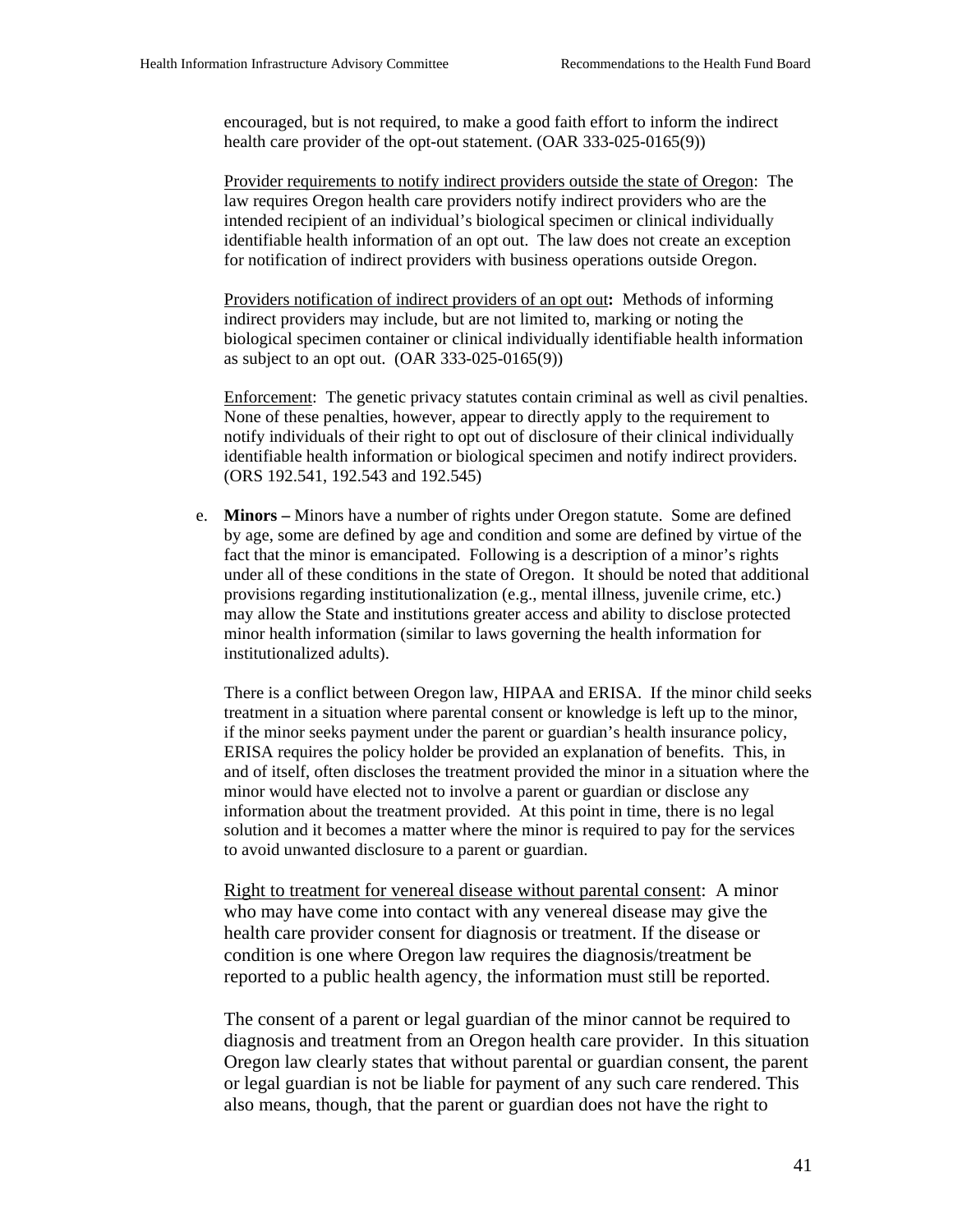encouraged, but is not required, to make a good faith effort to inform the indirect health care provider of the opt-out statement. (OAR 333-025-0165(9))

Provider requirements to notify indirect providers outside the state of Oregon: The law requires Oregon health care providers notify indirect providers who are the intended recipient of an individual's biological specimen or clinical individually identifiable health information of an opt out. The law does not create an exception for notification of indirect providers with business operations outside Oregon.

Providers notification of indirect providers of an opt out**:** Methods of informing indirect providers may include, but are not limited to, marking or noting the biological specimen container or clinical individually identifiable health information as subject to an opt out. (OAR 333-025-0165(9))

Enforcement: The genetic privacy statutes contain criminal as well as civil penalties. None of these penalties, however, appear to directly apply to the requirement to notify individuals of their right to opt out of disclosure of their clinical individually identifiable health information or biological specimen and notify indirect providers. (ORS 192.541, 192.543 and 192.545)

e. **Minors –** Minors have a number of rights under Oregon statute. Some are defined by age, some are defined by age and condition and some are defined by virtue of the fact that the minor is emancipated. Following is a description of a minor's rights under all of these conditions in the state of Oregon. It should be noted that additional provisions regarding institutionalization (e.g., mental illness, juvenile crime, etc.) may allow the State and institutions greater access and ability to disclose protected minor health information (similar to laws governing the health information for institutionalized adults).

There is a conflict between Oregon law, HIPAA and ERISA. If the minor child seeks treatment in a situation where parental consent or knowledge is left up to the minor, if the minor seeks payment under the parent or guardian's health insurance policy, ERISA requires the policy holder be provided an explanation of benefits. This, in and of itself, often discloses the treatment provided the minor in a situation where the minor would have elected not to involve a parent or guardian or disclose any information about the treatment provided. At this point in time, there is no legal solution and it becomes a matter where the minor is required to pay for the services to avoid unwanted disclosure to a parent or guardian.

Right to treatment for venereal disease without parental consent: A minor who may have come into contact with any venereal disease may give the health care provider consent for diagnosis or treatment. If the disease or condition is one where Oregon law requires the diagnosis/treatment be reported to a public health agency, the information must still be reported.

The consent of a parent or legal guardian of the minor cannot be required to diagnosis and treatment from an Oregon health care provider. In this situation Oregon law clearly states that without parental or guardian consent, the parent or legal guardian is not be liable for payment of any such care rendered. This also means, though, that the parent or guardian does not have the right to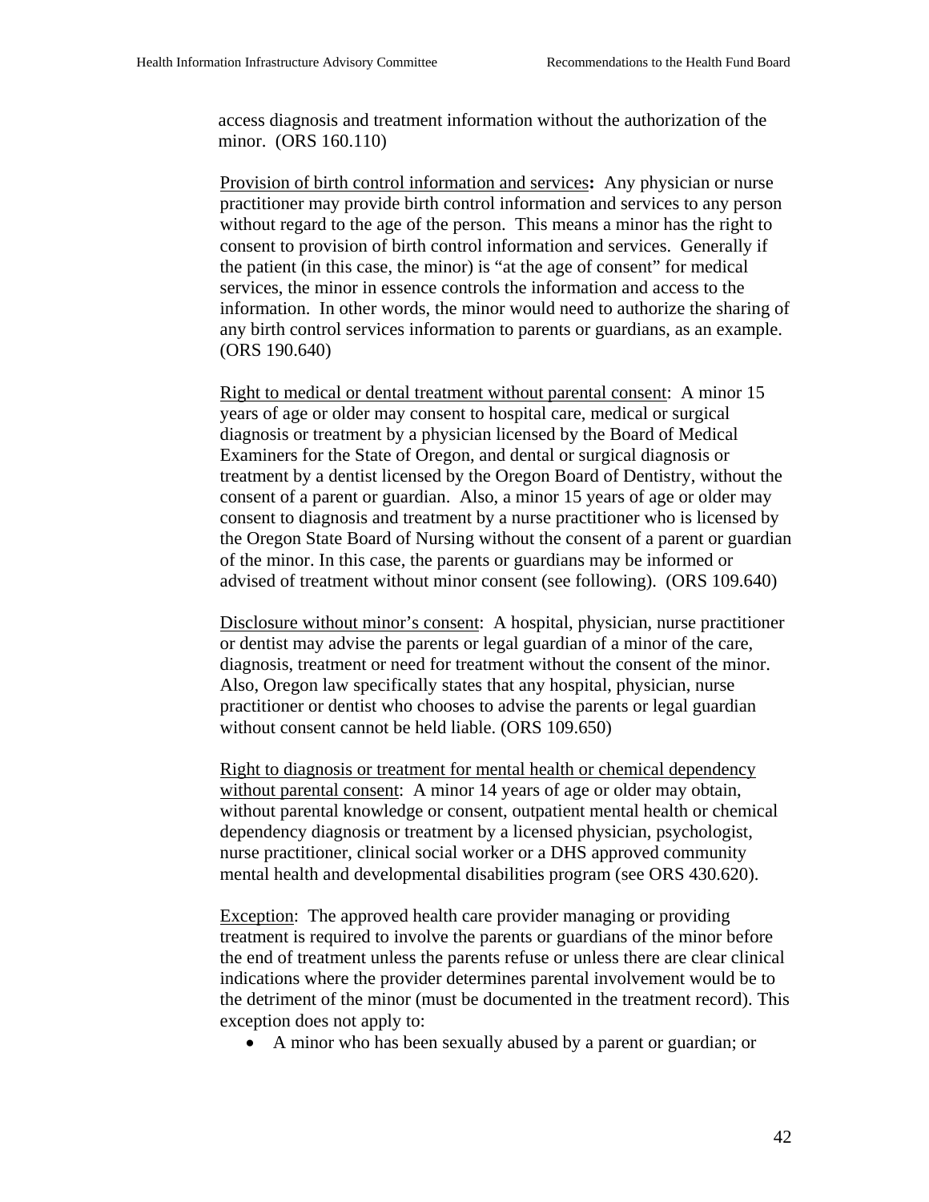access diagnosis and treatment information without the authorization of the minor. (ORS 160.110)

Provision of birth control information and services**:** Any physician or nurse practitioner may provide birth control information and services to any person without regard to the age of the person. This means a minor has the right to consent to provision of birth control information and services. Generally if the patient (in this case, the minor) is "at the age of consent" for medical services, the minor in essence controls the information and access to the information. In other words, the minor would need to authorize the sharing of any birth control services information to parents or guardians, as an example. (ORS 190.640)

Right to medical or dental treatment without parental consent: A minor 15 years of age or older may consent to hospital care, medical or surgical diagnosis or treatment by a physician licensed by the Board of Medical Examiners for the State of Oregon, and dental or surgical diagnosis or treatment by a dentist licensed by the Oregon Board of Dentistry, without the consent of a parent or guardian. Also, a minor 15 years of age or older may consent to diagnosis and treatment by a nurse practitioner who is licensed by the Oregon State Board of Nursing without the consent of a parent or guardian of the minor. In this case, the parents or guardians may be informed or advised of treatment without minor consent (see following). (ORS 109.640)

Disclosure without minor's consent: A hospital, physician, nurse practitioner or dentist may advise the parents or legal guardian of a minor of the care, diagnosis, treatment or need for treatment without the consent of the minor. Also, Oregon law specifically states that any hospital, physician, nurse practitioner or dentist who chooses to advise the parents or legal guardian without consent cannot be held liable. (ORS 109.650)

Right to diagnosis or treatment for mental health or chemical dependency without parental consent: A minor 14 years of age or older may obtain, without parental knowledge or consent, outpatient mental health or chemical dependency diagnosis or treatment by a licensed physician, psychologist, nurse practitioner, clinical social worker or a DHS approved community mental health and developmental disabilities program (see ORS 430.620).

Exception: The approved health care provider managing or providing treatment is required to involve the parents or guardians of the minor before the end of treatment unless the parents refuse or unless there are clear clinical indications where the provider determines parental involvement would be to the detriment of the minor (must be documented in the treatment record). This exception does not apply to:

- A minor who has been sexually abused by a parent or guardian; or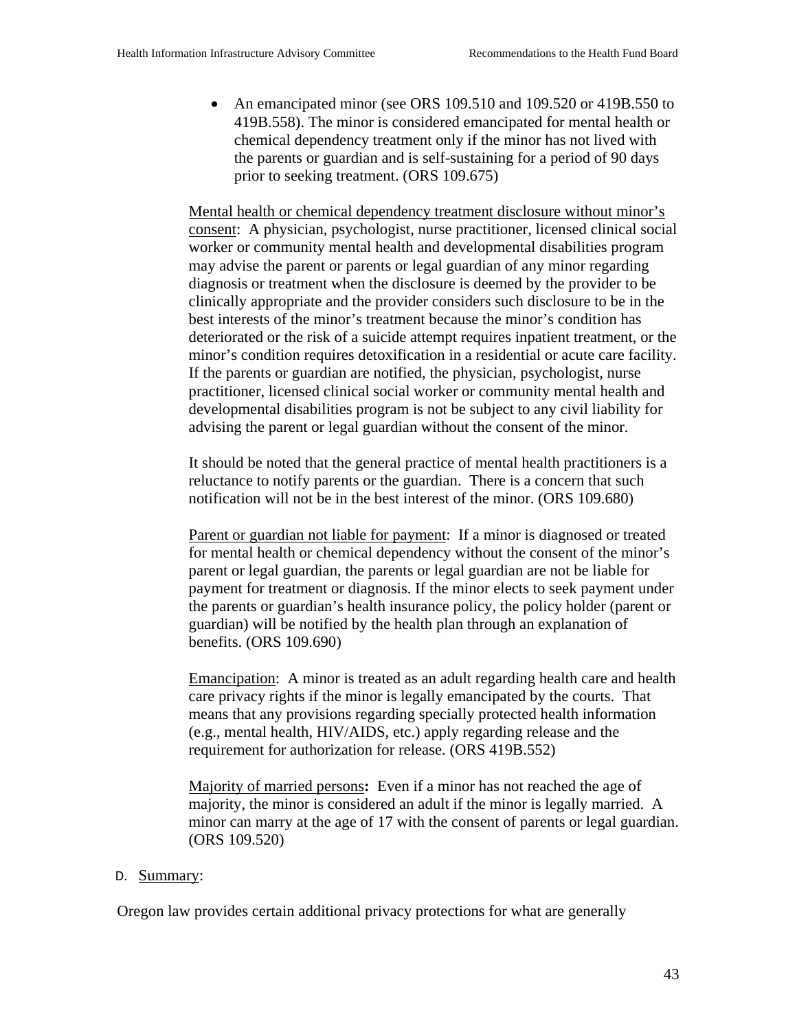- An emancipated minor (see ORS 109.510 and 109.520 or 419B.550 to 419B.558). The minor is considered emancipated for mental health or chemical dependency treatment only if the minor has not lived with the parents or guardian and is self-sustaining for a period of 90 days prior to seeking treatment. (ORS 109.675)

Mental health or chemical dependency treatment disclosure without minor's consent: A physician, psychologist, nurse practitioner, licensed clinical social worker or community mental health and developmental disabilities program may advise the parent or parents or legal guardian of any minor regarding diagnosis or treatment when the disclosure is deemed by the provider to be clinically appropriate and the provider considers such disclosure to be in the best interests of the minor's treatment because the minor's condition has deteriorated or the risk of a suicide attempt requires inpatient treatment, or the minor's condition requires detoxification in a residential or acute care facility. If the parents or guardian are notified, the physician, psychologist, nurse practitioner, licensed clinical social worker or community mental health and developmental disabilities program is not be subject to any civil liability for advising the parent or legal guardian without the consent of the minor.

It should be noted that the general practice of mental health practitioners is a reluctance to notify parents or the guardian. There is a concern that such notification will not be in the best interest of the minor. (ORS 109.680)

Parent or guardian not liable for payment: If a minor is diagnosed or treated for mental health or chemical dependency without the consent of the minor's parent or legal guardian, the parents or legal guardian are not be liable for payment for treatment or diagnosis. If the minor elects to seek payment under the parents or guardian's health insurance policy, the policy holder (parent or guardian) will be notified by the health plan through an explanation of benefits. (ORS 109.690)

Emancipation: A minor is treated as an adult regarding health care and health care privacy rights if the minor is legally emancipated by the courts. That means that any provisions regarding specially protected health information (e.g., mental health, HIV/AIDS, etc.) apply regarding release and the requirement for authorization for release. (ORS 419B.552)

Majority of married persons**:** Even if a minor has not reached the age of majority, the minor is considered an adult if the minor is legally married. A minor can marry at the age of 17 with the consent of parents or legal guardian. (ORS 109.520)

D. Summary:

Oregon law provides certain additional privacy protections for what are generally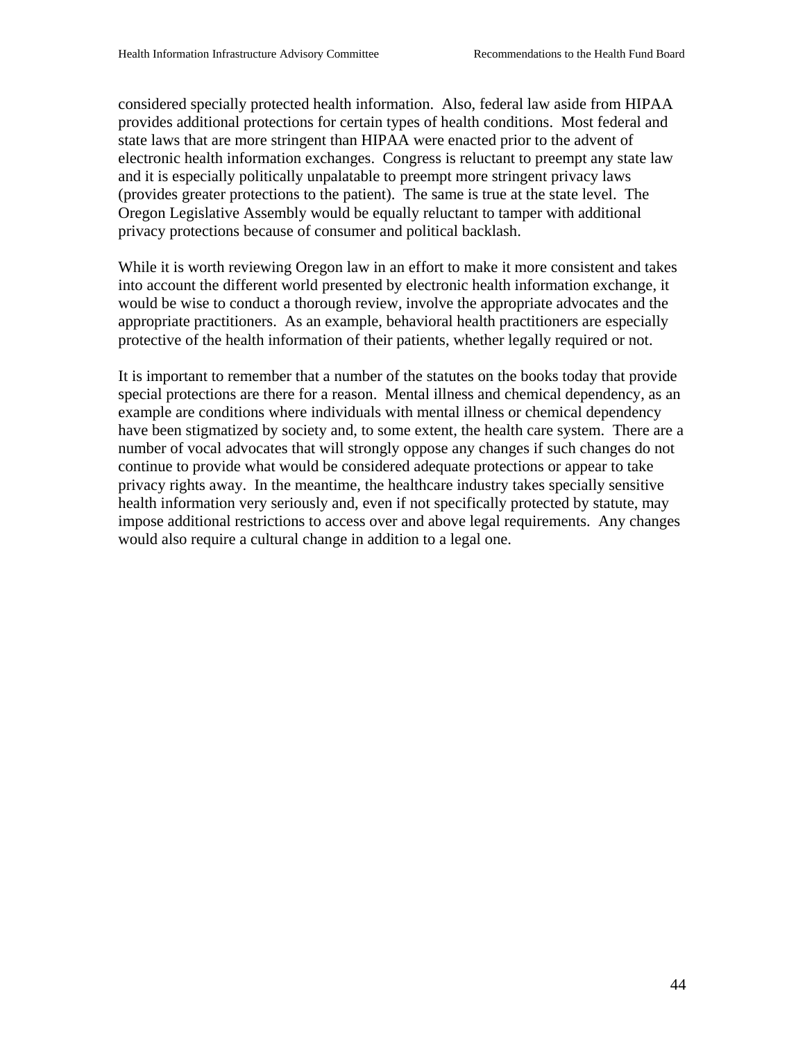considered specially protected health information. Also, federal law aside from HIPAA provides additional protections for certain types of health conditions. Most federal and state laws that are more stringent than HIPAA were enacted prior to the advent of electronic health information exchanges. Congress is reluctant to preempt any state law and it is especially politically unpalatable to preempt more stringent privacy laws (provides greater protections to the patient). The same is true at the state level. The Oregon Legislative Assembly would be equally reluctant to tamper with additional privacy protections because of consumer and political backlash.

While it is worth reviewing Oregon law in an effort to make it more consistent and takes into account the different world presented by electronic health information exchange, it would be wise to conduct a thorough review, involve the appropriate advocates and the appropriate practitioners. As an example, behavioral health practitioners are especially protective of the health information of their patients, whether legally required or not.

It is important to remember that a number of the statutes on the books today that provide special protections are there for a reason. Mental illness and chemical dependency, as an example are conditions where individuals with mental illness or chemical dependency have been stigmatized by society and, to some extent, the health care system. There are a number of vocal advocates that will strongly oppose any changes if such changes do not continue to provide what would be considered adequate protections or appear to take privacy rights away. In the meantime, the healthcare industry takes specially sensitive health information very seriously and, even if not specifically protected by statute, may impose additional restrictions to access over and above legal requirements. Any changes would also require a cultural change in addition to a legal one.